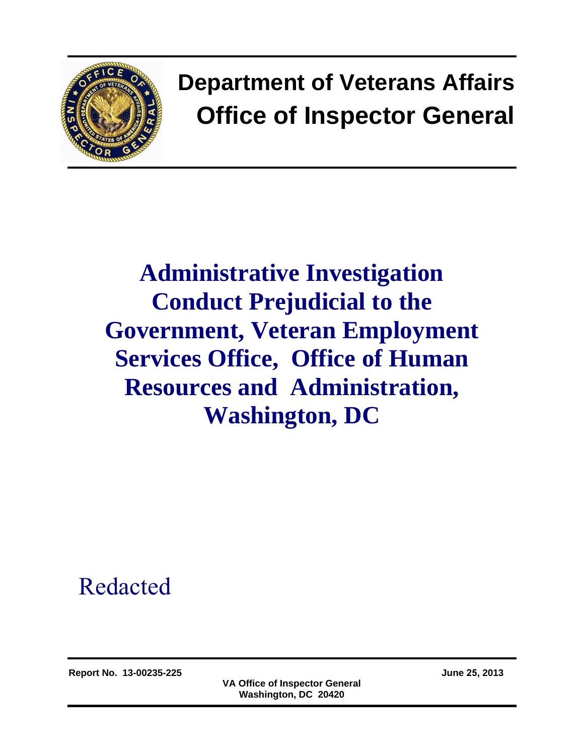# Department of Veterans Affairs
# Office of Inspector General

# Administrative Investigation Conduct Prejudicial to the Government, Veteran Employment Services Office, Office of Human Resources and Administration, Washington, DC

Redacted

**Report No. 13-00235-225** **June 25, 2013**

**VA Office of Inspector General**
**Washington, DC 20420**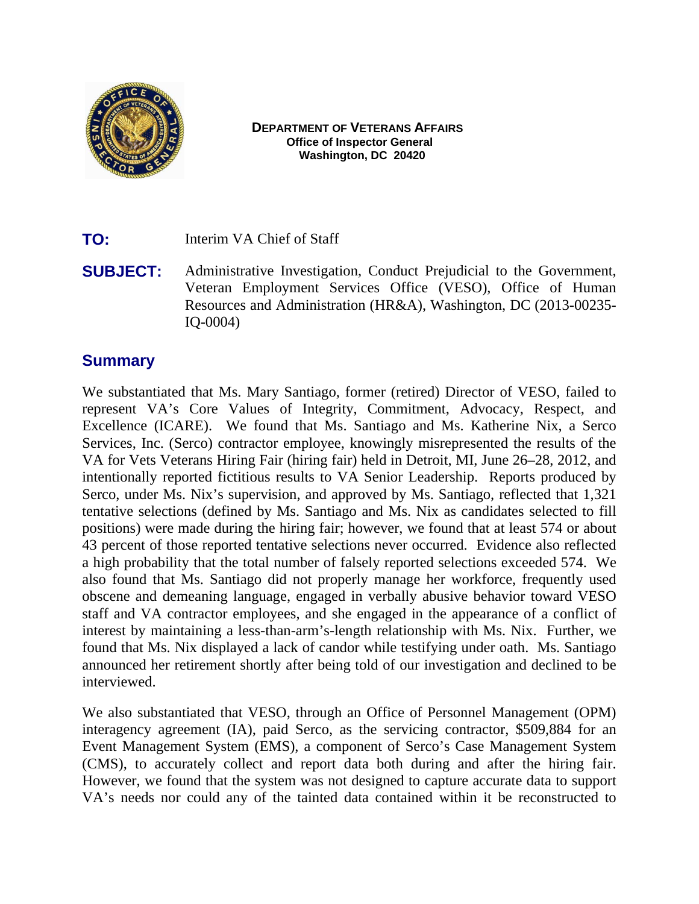**DEPARTMENT OF VETERANS AFFAIRS**
**Office of Inspector General**
**Washington, DC 20420**

**TO:** Interim VA Chief of Staff

**SUBJECT:** Administrative Investigation, Conduct Prejudicial to the Government, Veteran Employment Services Office (VESO), Office of Human Resources and Administration (HR&A), Washington, DC (2013-00235-IQ-0004)

## Summary

We substantiated that Ms. Mary Santiago, former (retired) Director of VESO, failed to represent VA's Core Values of Integrity, Commitment, Advocacy, Respect, and Excellence (ICARE). We found that Ms. Santiago and Ms. Katherine Nix, a Serco Services, Inc. (Serco) contractor employee, knowingly misrepresented the results of the VA for Vets Veterans Hiring Fair (hiring fair) held in Detroit, MI, June 26–28, 2012, and intentionally reported fictitious results to VA Senior Leadership. Reports produced by Serco, under Ms. Nix's supervision, and approved by Ms. Santiago, reflected that 1,321 tentative selections (defined by Ms. Santiago and Ms. Nix as candidates selected to fill positions) were made during the hiring fair; however, we found that at least 574 or about 43 percent of those reported tentative selections never occurred. Evidence also reflected a high probability that the total number of falsely reported selections exceeded 574. We also found that Ms. Santiago did not properly manage her workforce, frequently used obscene and demeaning language, engaged in verbally abusive behavior toward VESO staff and VA contractor employees, and she engaged in the appearance of a conflict of interest by maintaining a less-than-arm's-length relationship with Ms. Nix. Further, we found that Ms. Nix displayed a lack of candor while testifying under oath. Ms. Santiago announced her retirement shortly after being told of our investigation and declined to be interviewed.

We also substantiated that VESO, through an Office of Personnel Management (OPM) interagency agreement (IA), paid Serco, as the servicing contractor, $509,884 for an Event Management System (EMS), a component of Serco's Case Management System (CMS), to accurately collect and report data both during and after the hiring fair. However, we found that the system was not designed to capture accurate data to support VA's needs nor could any of the tainted data contained within it be reconstructed to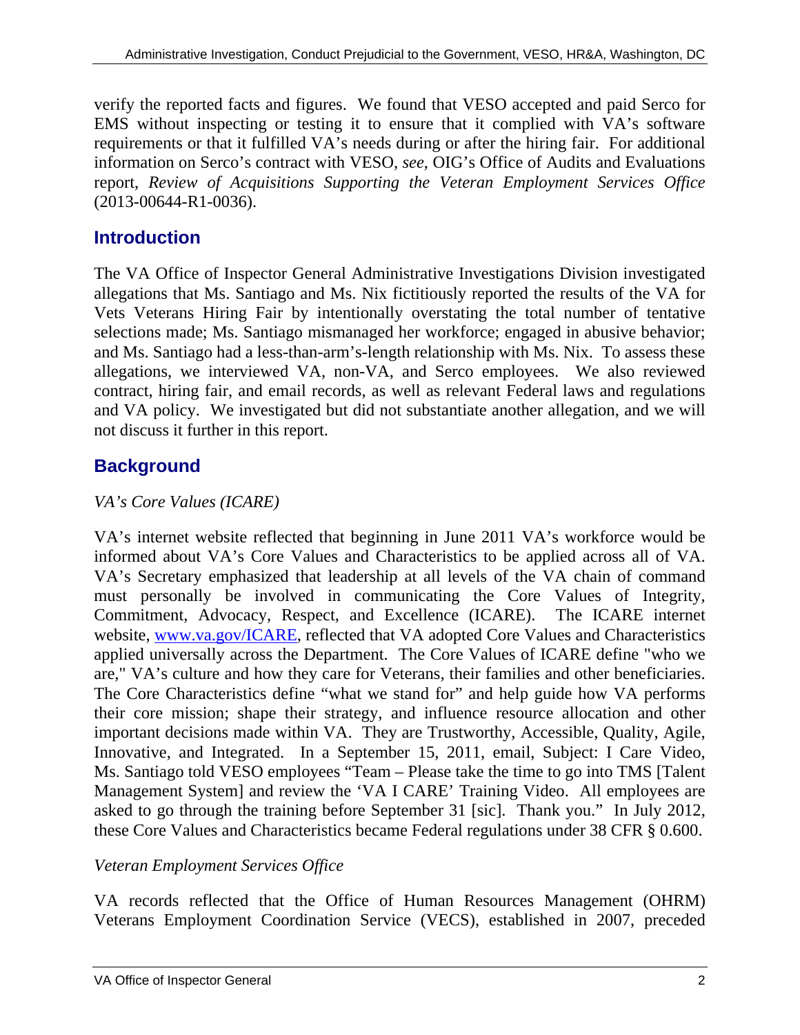verify the reported facts and figures. We found that VESO accepted and paid Serco for EMS without inspecting or testing it to ensure that it complied with VA's software requirements or that it fulfilled VA's needs during or after the hiring fair. For additional information on Serco's contract with VESO, *see*, OIG's Office of Audits and Evaluations report, *Review of Acquisitions Supporting the Veteran Employment Services Office* (2013-00644-R1-0036).

## Introduction

The VA Office of Inspector General Administrative Investigations Division investigated allegations that Ms. Santiago and Ms. Nix fictitiously reported the results of the VA for Vets Veterans Hiring Fair by intentionally overstating the total number of tentative selections made; Ms. Santiago mismanaged her workforce; engaged in abusive behavior; and Ms. Santiago had a less-than-arm's-length relationship with Ms. Nix. To assess these allegations, we interviewed VA, non-VA, and Serco employees. We also reviewed contract, hiring fair, and email records, as well as relevant Federal laws and regulations and VA policy. We investigated but did not substantiate another allegation, and we will not discuss it further in this report.

## Background

*VA's Core Values (ICARE)*

VA's internet website reflected that beginning in June 2011 VA's workforce would be informed about VA's Core Values and Characteristics to be applied across all of VA. VA's Secretary emphasized that leadership at all levels of the VA chain of command must personally be involved in communicating the Core Values of Integrity, Commitment, Advocacy, Respect, and Excellence (ICARE). The ICARE internet website, www.va.gov/ICARE, reflected that VA adopted Core Values and Characteristics applied universally across the Department. The Core Values of ICARE define "who we are," VA's culture and how they care for Veterans, their families and other beneficiaries. The Core Characteristics define "what we stand for" and help guide how VA performs their core mission; shape their strategy, and influence resource allocation and other important decisions made within VA. They are Trustworthy, Accessible, Quality, Agile, Innovative, and Integrated. In a September 15, 2011, email, Subject: I Care Video, Ms. Santiago told VESO employees "Team – Please take the time to go into TMS [Talent Management System] and review the 'VA I CARE' Training Video. All employees are asked to go through the training before September 31 [sic]. Thank you." In July 2012, these Core Values and Characteristics became Federal regulations under 38 CFR § 0.600.

*Veteran Employment Services Office*

VA records reflected that the Office of Human Resources Management (OHRM) Veterans Employment Coordination Service (VECS), established in 2007, preceded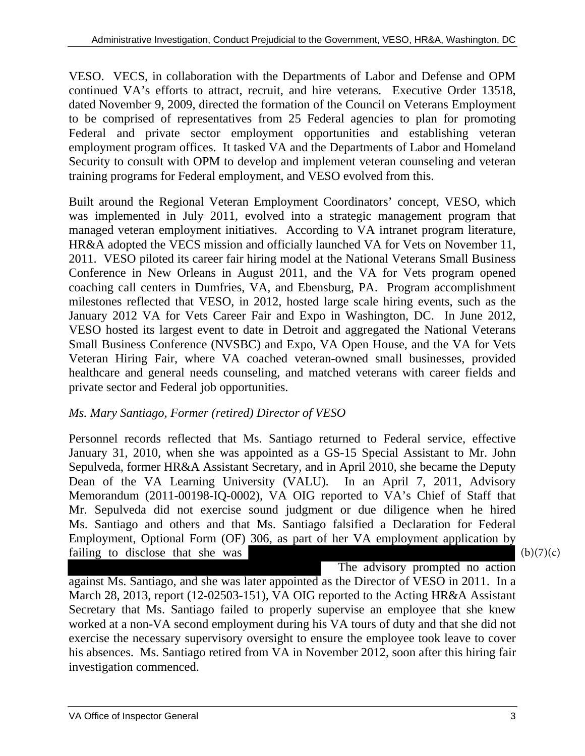VESO. VECS, in collaboration with the Departments of Labor and Defense and OPM continued VA's efforts to attract, recruit, and hire veterans. Executive Order 13518, dated November 9, 2009, directed the formation of the Council on Veterans Employment to be comprised of representatives from 25 Federal agencies to plan for promoting Federal and private sector employment opportunities and establishing veteran employment program offices. It tasked VA and the Departments of Labor and Homeland Security to consult with OPM to develop and implement veteran counseling and veteran training programs for Federal employment, and VESO evolved from this.

Built around the Regional Veteran Employment Coordinators' concept, VESO, which was implemented in July 2011, evolved into a strategic management program that managed veteran employment initiatives. According to VA intranet program literature, HR&A adopted the VECS mission and officially launched VA for Vets on November 11, 2011. VESO piloted its career fair hiring model at the National Veterans Small Business Conference in New Orleans in August 2011, and the VA for Vets program opened coaching call centers in Dumfries, VA, and Ebensburg, PA. Program accomplishment milestones reflected that VESO, in 2012, hosted large scale hiring events, such as the January 2012 VA for Vets Career Fair and Expo in Washington, DC. In June 2012, VESO hosted its largest event to date in Detroit and aggregated the National Veterans Small Business Conference (NVSBC) and Expo, VA Open House, and the VA for Vets Veteran Hiring Fair, where VA coached veteran-owned small businesses, provided healthcare and general needs counseling, and matched veterans with career fields and private sector and Federal job opportunities.

*Ms. Mary Santiago, Former (retired) Director of VESO*

Personnel records reflected that Ms. Santiago returned to Federal service, effective January 31, 2010, when she was appointed as a GS-15 Special Assistant to Mr. John Sepulveda, former HR&A Assistant Secretary, and in April 2010, she became the Deputy Dean of the VA Learning University (VALU). In an April 7, 2011, Advisory Memorandum (2011-00198-IQ-0002), VA OIG reported to VA's Chief of Staff that Mr. Sepulveda did not exercise sound judgment or due diligence when he hired Ms. Santiago and others and that Ms. Santiago falsified a Declaration for Federal Employment, Optional Form (OF) 306, as part of her VA employment application by failing to disclose that she was [redacted] (b)(7)(c) [redacted] The advisory prompted no action against Ms. Santiago, and she was later appointed as the Director of VESO in 2011. In a March 28, 2013, report (12-02503-151), VA OIG reported to the Acting HR&A Assistant Secretary that Ms. Santiago failed to properly supervise an employee that she knew worked at a non-VA second employment during his VA tours of duty and that she did not exercise the necessary supervisory oversight to ensure the employee took leave to cover his absences. Ms. Santiago retired from VA in November 2012, soon after this hiring fair investigation commenced.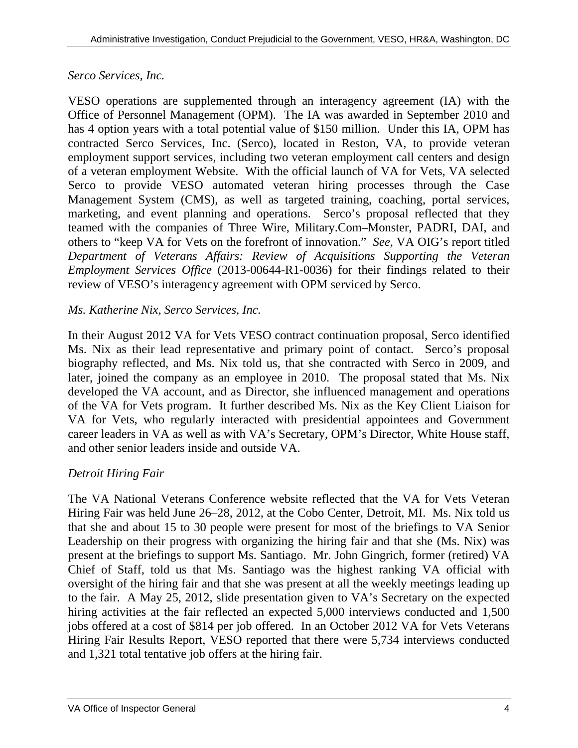*Serco Services, Inc.*

VESO operations are supplemented through an interagency agreement (IA) with the Office of Personnel Management (OPM). The IA was awarded in September 2010 and has 4 option years with a total potential value of $150 million. Under this IA, OPM has contracted Serco Services, Inc. (Serco), located in Reston, VA, to provide veteran employment support services, including two veteran employment call centers and design of a veteran employment Website. With the official launch of VA for Vets, VA selected Serco to provide VESO automated veteran hiring processes through the Case Management System (CMS), as well as targeted training, coaching, portal services, marketing, and event planning and operations. Serco's proposal reflected that they teamed with the companies of Three Wire, Military.Com–Monster, PADRI, DAI, and others to "keep VA for Vets on the forefront of innovation." *See*, VA OIG's report titled *Department of Veterans Affairs: Review of Acquisitions Supporting the Veteran Employment Services Office* (2013-00644-R1-0036) for their findings related to their review of VESO's interagency agreement with OPM serviced by Serco.

*Ms. Katherine Nix, Serco Services, Inc.*

In their August 2012 VA for Vets VESO contract continuation proposal, Serco identified Ms. Nix as their lead representative and primary point of contact. Serco's proposal biography reflected, and Ms. Nix told us, that she contracted with Serco in 2009, and later, joined the company as an employee in 2010. The proposal stated that Ms. Nix developed the VA account, and as Director, she influenced management and operations of the VA for Vets program. It further described Ms. Nix as the Key Client Liaison for VA for Vets, who regularly interacted with presidential appointees and Government career leaders in VA as well as with VA's Secretary, OPM's Director, White House staff, and other senior leaders inside and outside VA.

*Detroit Hiring Fair*

The VA National Veterans Conference website reflected that the VA for Vets Veteran Hiring Fair was held June 26–28, 2012, at the Cobo Center, Detroit, MI. Ms. Nix told us that she and about 15 to 30 people were present for most of the briefings to VA Senior Leadership on their progress with organizing the hiring fair and that she (Ms. Nix) was present at the briefings to support Ms. Santiago. Mr. John Gingrich, former (retired) VA Chief of Staff, told us that Ms. Santiago was the highest ranking VA official with oversight of the hiring fair and that she was present at all the weekly meetings leading up to the fair. A May 25, 2012, slide presentation given to VA's Secretary on the expected hiring activities at the fair reflected an expected 5,000 interviews conducted and 1,500 jobs offered at a cost of $814 per job offered. In an October 2012 VA for Vets Veterans Hiring Fair Results Report, VESO reported that there were 5,734 interviews conducted and 1,321 total tentative job offers at the hiring fair.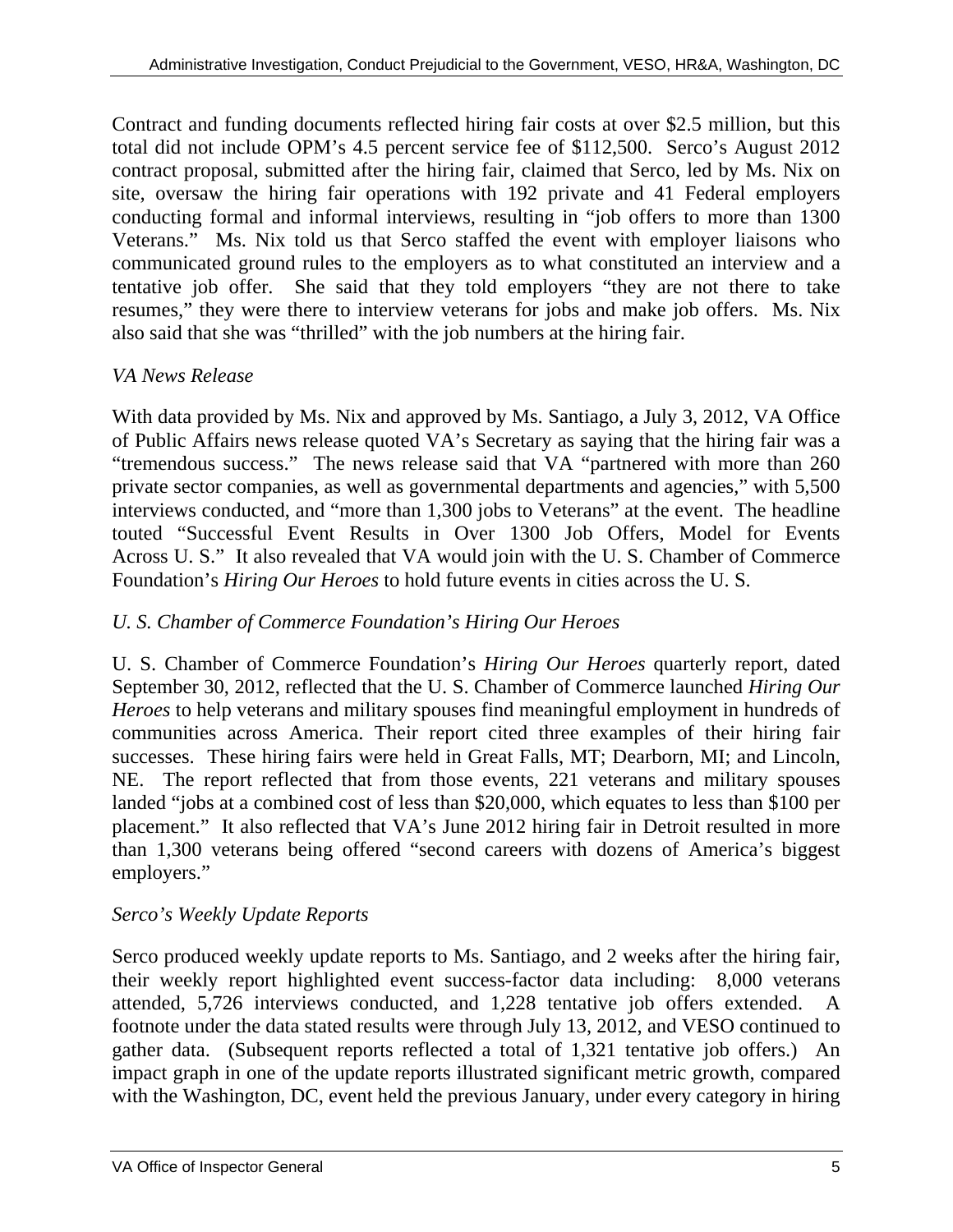Contract and funding documents reflected hiring fair costs at over $2.5 million, but this total did not include OPM's 4.5 percent service fee of $112,500. Serco's August 2012 contract proposal, submitted after the hiring fair, claimed that Serco, led by Ms. Nix on site, oversaw the hiring fair operations with 192 private and 41 Federal employers conducting formal and informal interviews, resulting in "job offers to more than 1300 Veterans." Ms. Nix told us that Serco staffed the event with employer liaisons who communicated ground rules to the employers as to what constituted an interview and a tentative job offer. She said that they told employers "they are not there to take resumes," they were there to interview veterans for jobs and make job offers. Ms. Nix also said that she was "thrilled" with the job numbers at the hiring fair.

*VA News Release*

With data provided by Ms. Nix and approved by Ms. Santiago, a July 3, 2012, VA Office of Public Affairs news release quoted VA's Secretary as saying that the hiring fair was a "tremendous success." The news release said that VA "partnered with more than 260 private sector companies, as well as governmental departments and agencies," with 5,500 interviews conducted, and "more than 1,300 jobs to Veterans" at the event. The headline touted "Successful Event Results in Over 1300 Job Offers, Model for Events Across U. S." It also revealed that VA would join with the U. S. Chamber of Commerce Foundation's *Hiring Our Heroes* to hold future events in cities across the U. S.

*U. S. Chamber of Commerce Foundation's Hiring Our Heroes*

U. S. Chamber of Commerce Foundation's *Hiring Our Heroes* quarterly report, dated September 30, 2012, reflected that the U. S. Chamber of Commerce launched *Hiring Our Heroes* to help veterans and military spouses find meaningful employment in hundreds of communities across America. Their report cited three examples of their hiring fair successes. These hiring fairs were held in Great Falls, MT; Dearborn, MI; and Lincoln, NE. The report reflected that from those events, 221 veterans and military spouses landed "jobs at a combined cost of less than $20,000, which equates to less than $100 per placement." It also reflected that VA's June 2012 hiring fair in Detroit resulted in more than 1,300 veterans being offered "second careers with dozens of America's biggest employers."

*Serco's Weekly Update Reports*

Serco produced weekly update reports to Ms. Santiago, and 2 weeks after the hiring fair, their weekly report highlighted event success-factor data including: 8,000 veterans attended, 5,726 interviews conducted, and 1,228 tentative job offers extended. A footnote under the data stated results were through July 13, 2012, and VESO continued to gather data. (Subsequent reports reflected a total of 1,321 tentative job offers.) An impact graph in one of the update reports illustrated significant metric growth, compared with the Washington, DC, event held the previous January, under every category in hiring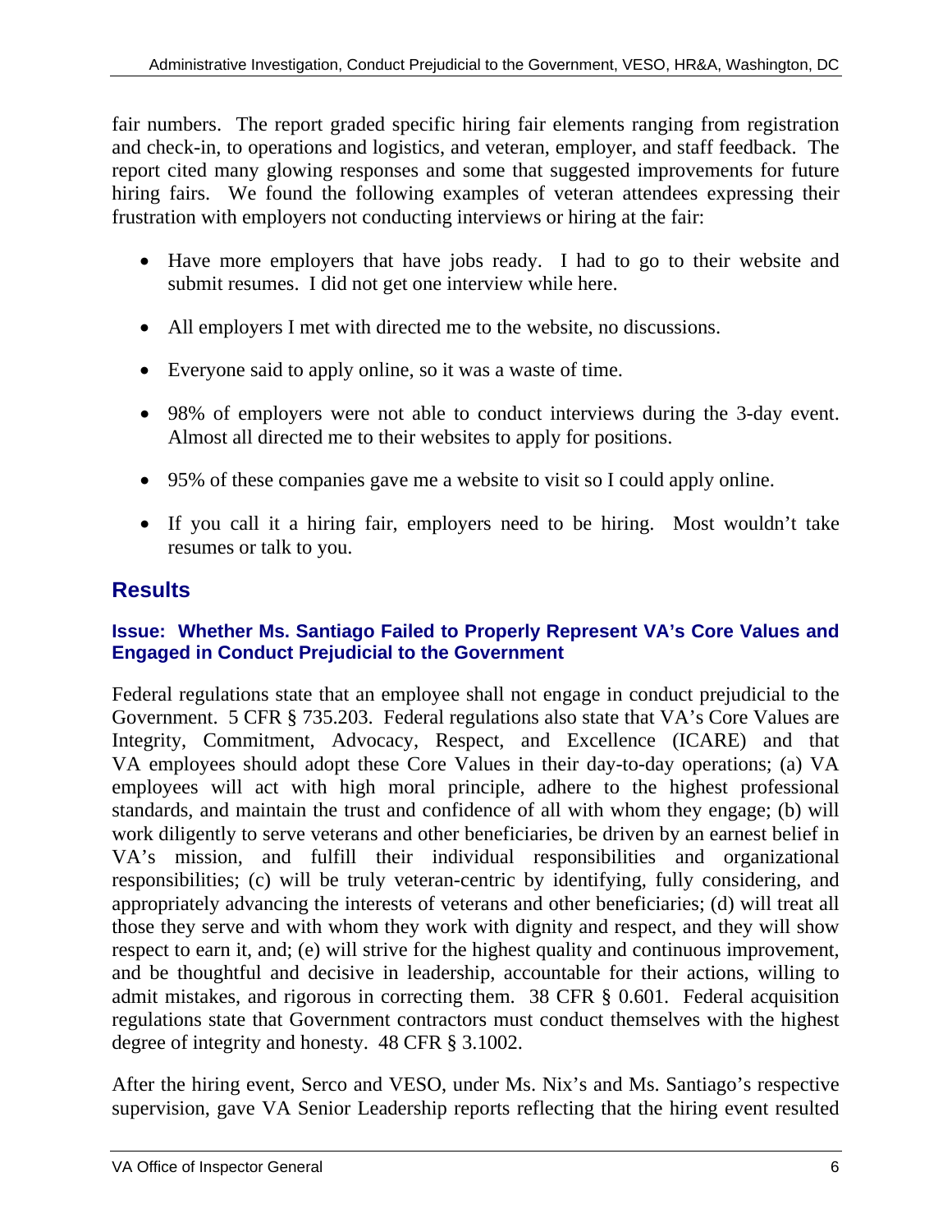fair numbers. The report graded specific hiring fair elements ranging from registration and check-in, to operations and logistics, and veteran, employer, and staff feedback. The report cited many glowing responses and some that suggested improvements for future hiring fairs. We found the following examples of veteran attendees expressing their frustration with employers not conducting interviews or hiring at the fair:

- Have more employers that have jobs ready. I had to go to their website and submit resumes. I did not get one interview while here.
- All employers I met with directed me to the website, no discussions.
- Everyone said to apply online, so it was a waste of time.
- 98% of employers were not able to conduct interviews during the 3-day event. Almost all directed me to their websites to apply for positions.
- 95% of these companies gave me a website to visit so I could apply online.
- If you call it a hiring fair, employers need to be hiring. Most wouldn't take resumes or talk to you.

## Results

### Issue: Whether Ms. Santiago Failed to Properly Represent VA's Core Values and Engaged in Conduct Prejudicial to the Government

Federal regulations state that an employee shall not engage in conduct prejudicial to the Government. 5 CFR § 735.203. Federal regulations also state that VA's Core Values are Integrity, Commitment, Advocacy, Respect, and Excellence (ICARE) and that VA employees should adopt these Core Values in their day-to-day operations; (a) VA employees will act with high moral principle, adhere to the highest professional standards, and maintain the trust and confidence of all with whom they engage; (b) will work diligently to serve veterans and other beneficiaries, be driven by an earnest belief in VA's mission, and fulfill their individual responsibilities and organizational responsibilities; (c) will be truly veteran-centric by identifying, fully considering, and appropriately advancing the interests of veterans and other beneficiaries; (d) will treat all those they serve and with whom they work with dignity and respect, and they will show respect to earn it, and; (e) will strive for the highest quality and continuous improvement, and be thoughtful and decisive in leadership, accountable for their actions, willing to admit mistakes, and rigorous in correcting them. 38 CFR § 0.601. Federal acquisition regulations state that Government contractors must conduct themselves with the highest degree of integrity and honesty. 48 CFR § 3.1002.

After the hiring event, Serco and VESO, under Ms. Nix's and Ms. Santiago's respective supervision, gave VA Senior Leadership reports reflecting that the hiring event resulted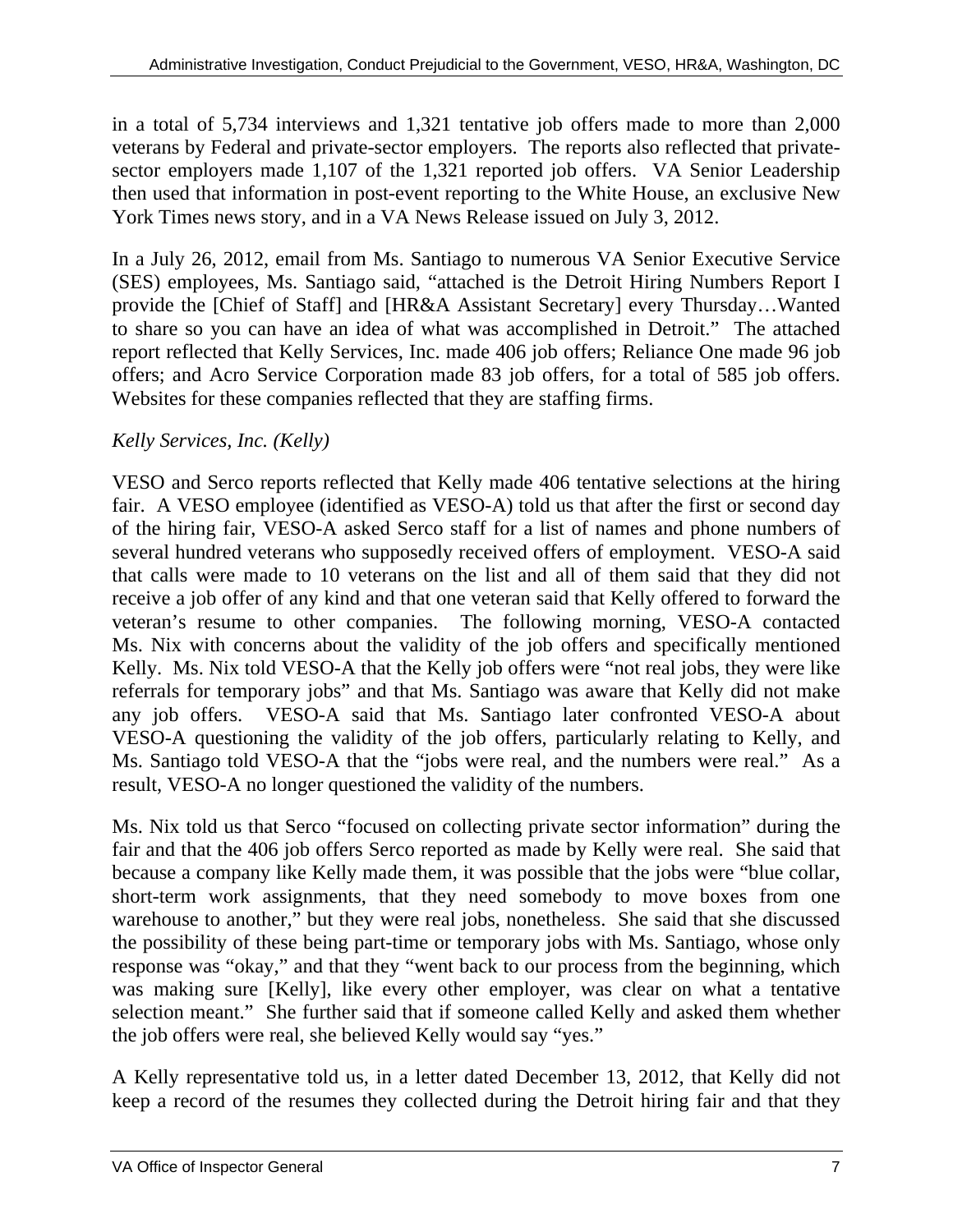in a total of 5,734 interviews and 1,321 tentative job offers made to more than 2,000 veterans by Federal and private-sector employers. The reports also reflected that private-sector employers made 1,107 of the 1,321 reported job offers. VA Senior Leadership then used that information in post-event reporting to the White House, an exclusive New York Times news story, and in a VA News Release issued on July 3, 2012.

In a July 26, 2012, email from Ms. Santiago to numerous VA Senior Executive Service (SES) employees, Ms. Santiago said, "attached is the Detroit Hiring Numbers Report I provide the [Chief of Staff] and [HR&A Assistant Secretary] every Thursday…Wanted to share so you can have an idea of what was accomplished in Detroit." The attached report reflected that Kelly Services, Inc. made 406 job offers; Reliance One made 96 job offers; and Acro Service Corporation made 83 job offers, for a total of 585 job offers. Websites for these companies reflected that they are staffing firms.

*Kelly Services, Inc. (Kelly)*

VESO and Serco reports reflected that Kelly made 406 tentative selections at the hiring fair. A VESO employee (identified as VESO-A) told us that after the first or second day of the hiring fair, VESO-A asked Serco staff for a list of names and phone numbers of several hundred veterans who supposedly received offers of employment. VESO-A said that calls were made to 10 veterans on the list and all of them said that they did not receive a job offer of any kind and that one veteran said that Kelly offered to forward the veteran's resume to other companies. The following morning, VESO-A contacted Ms. Nix with concerns about the validity of the job offers and specifically mentioned Kelly. Ms. Nix told VESO-A that the Kelly job offers were "not real jobs, they were like referrals for temporary jobs" and that Ms. Santiago was aware that Kelly did not make any job offers. VESO-A said that Ms. Santiago later confronted VESO-A about VESO-A questioning the validity of the job offers, particularly relating to Kelly, and Ms. Santiago told VESO-A that the "jobs were real, and the numbers were real." As a result, VESO-A no longer questioned the validity of the numbers.

Ms. Nix told us that Serco "focused on collecting private sector information" during the fair and that the 406 job offers Serco reported as made by Kelly were real. She said that because a company like Kelly made them, it was possible that the jobs were "blue collar, short-term work assignments, that they need somebody to move boxes from one warehouse to another," but they were real jobs, nonetheless. She said that she discussed the possibility of these being part-time or temporary jobs with Ms. Santiago, whose only response was "okay," and that they "went back to our process from the beginning, which was making sure [Kelly], like every other employer, was clear on what a tentative selection meant." She further said that if someone called Kelly and asked them whether the job offers were real, she believed Kelly would say "yes."

A Kelly representative told us, in a letter dated December 13, 2012, that Kelly did not keep a record of the resumes they collected during the Detroit hiring fair and that they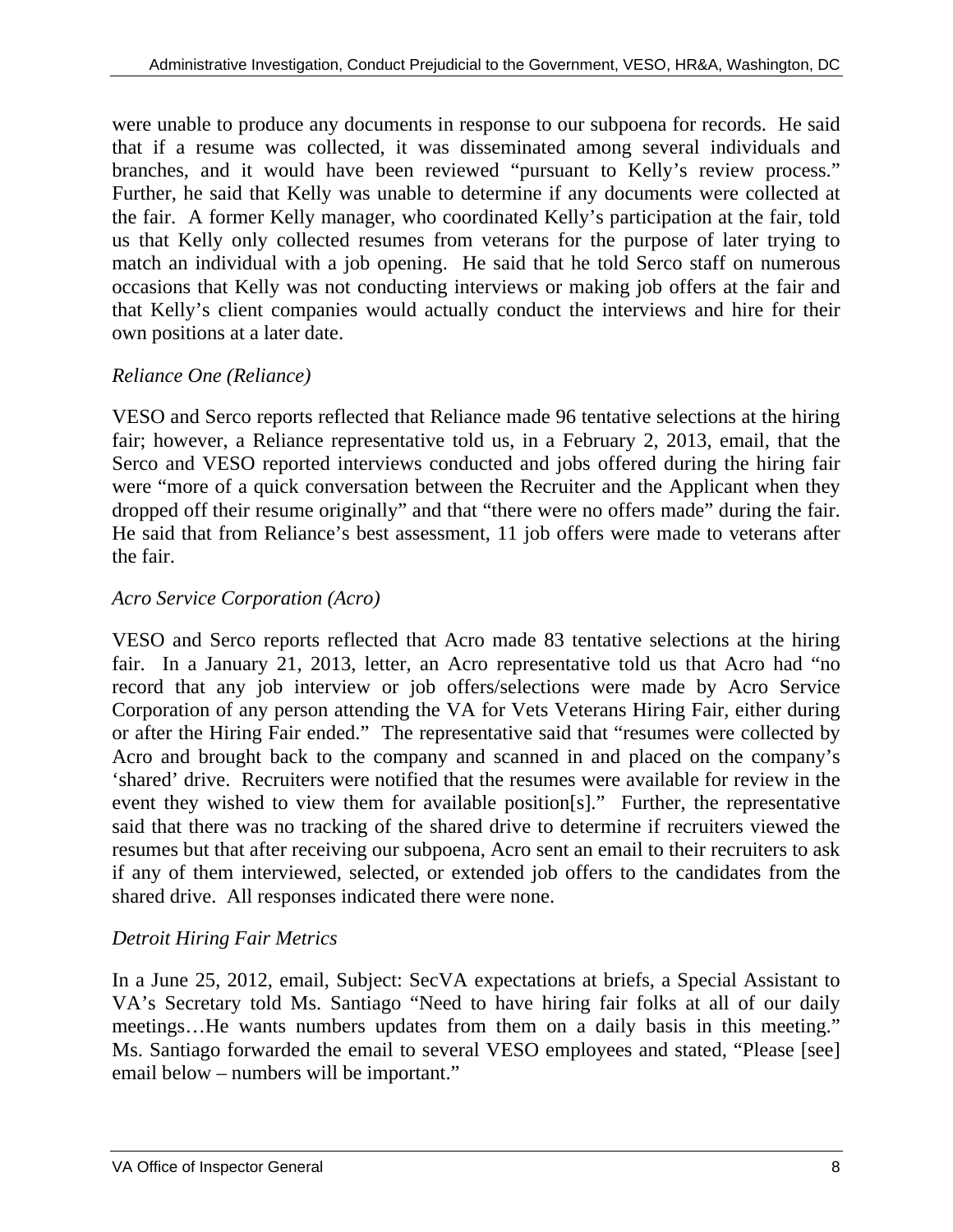were unable to produce any documents in response to our subpoena for records. He said that if a resume was collected, it was disseminated among several individuals and branches, and it would have been reviewed "pursuant to Kelly's review process." Further, he said that Kelly was unable to determine if any documents were collected at the fair. A former Kelly manager, who coordinated Kelly's participation at the fair, told us that Kelly only collected resumes from veterans for the purpose of later trying to match an individual with a job opening. He said that he told Serco staff on numerous occasions that Kelly was not conducting interviews or making job offers at the fair and that Kelly's client companies would actually conduct the interviews and hire for their own positions at a later date.

*Reliance One (Reliance)*

VESO and Serco reports reflected that Reliance made 96 tentative selections at the hiring fair; however, a Reliance representative told us, in a February 2, 2013, email, that the Serco and VESO reported interviews conducted and jobs offered during the hiring fair were "more of a quick conversation between the Recruiter and the Applicant when they dropped off their resume originally" and that "there were no offers made" during the fair. He said that from Reliance's best assessment, 11 job offers were made to veterans after the fair.

*Acro Service Corporation (Acro)*

VESO and Serco reports reflected that Acro made 83 tentative selections at the hiring fair. In a January 21, 2013, letter, an Acro representative told us that Acro had "no record that any job interview or job offers/selections were made by Acro Service Corporation of any person attending the VA for Vets Veterans Hiring Fair, either during or after the Hiring Fair ended." The representative said that "resumes were collected by Acro and brought back to the company and scanned in and placed on the company's 'shared' drive. Recruiters were notified that the resumes were available for review in the event they wished to view them for available position[s]." Further, the representative said that there was no tracking of the shared drive to determine if recruiters viewed the resumes but that after receiving our subpoena, Acro sent an email to their recruiters to ask if any of them interviewed, selected, or extended job offers to the candidates from the shared drive. All responses indicated there were none.

*Detroit Hiring Fair Metrics*

In a June 25, 2012, email, Subject: SecVA expectations at briefs, a Special Assistant to VA's Secretary told Ms. Santiago "Need to have hiring fair folks at all of our daily meetings…He wants numbers updates from them on a daily basis in this meeting." Ms. Santiago forwarded the email to several VESO employees and stated, "Please [see] email below – numbers will be important."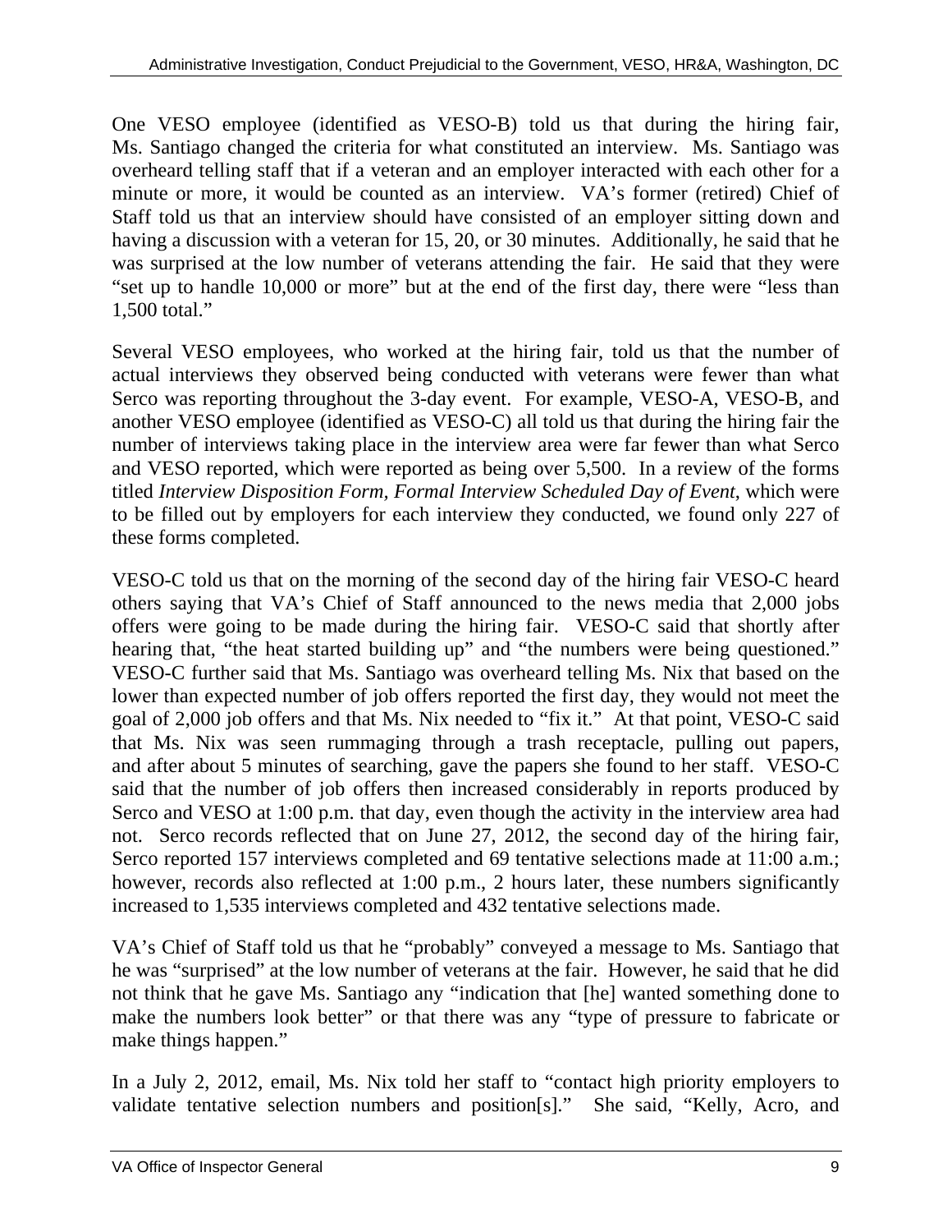One VESO employee (identified as VESO-B) told us that during the hiring fair, Ms. Santiago changed the criteria for what constituted an interview. Ms. Santiago was overheard telling staff that if a veteran and an employer interacted with each other for a minute or more, it would be counted as an interview. VA's former (retired) Chief of Staff told us that an interview should have consisted of an employer sitting down and having a discussion with a veteran for 15, 20, or 30 minutes. Additionally, he said that he was surprised at the low number of veterans attending the fair. He said that they were "set up to handle 10,000 or more" but at the end of the first day, there were "less than 1,500 total."

Several VESO employees, who worked at the hiring fair, told us that the number of actual interviews they observed being conducted with veterans were fewer than what Serco was reporting throughout the 3-day event. For example, VESO-A, VESO-B, and another VESO employee (identified as VESO-C) all told us that during the hiring fair the number of interviews taking place in the interview area were far fewer than what Serco and VESO reported, which were reported as being over 5,500. In a review of the forms titled *Interview Disposition Form, Formal Interview Scheduled Day of Event*, which were to be filled out by employers for each interview they conducted, we found only 227 of these forms completed.

VESO-C told us that on the morning of the second day of the hiring fair VESO-C heard others saying that VA's Chief of Staff announced to the news media that 2,000 jobs offers were going to be made during the hiring fair. VESO-C said that shortly after hearing that, "the heat started building up" and "the numbers were being questioned." VESO-C further said that Ms. Santiago was overheard telling Ms. Nix that based on the lower than expected number of job offers reported the first day, they would not meet the goal of 2,000 job offers and that Ms. Nix needed to "fix it." At that point, VESO-C said that Ms. Nix was seen rummaging through a trash receptacle, pulling out papers, and after about 5 minutes of searching, gave the papers she found to her staff. VESO-C said that the number of job offers then increased considerably in reports produced by Serco and VESO at 1:00 p.m. that day, even though the activity in the interview area had not. Serco records reflected that on June 27, 2012, the second day of the hiring fair, Serco reported 157 interviews completed and 69 tentative selections made at 11:00 a.m.; however, records also reflected at 1:00 p.m., 2 hours later, these numbers significantly increased to 1,535 interviews completed and 432 tentative selections made.

VA's Chief of Staff told us that he "probably" conveyed a message to Ms. Santiago that he was "surprised" at the low number of veterans at the fair. However, he said that he did not think that he gave Ms. Santiago any "indication that [he] wanted something done to make the numbers look better" or that there was any "type of pressure to fabricate or make things happen."

In a July 2, 2012, email, Ms. Nix told her staff to "contact high priority employers to validate tentative selection numbers and position[s]." She said, "Kelly, Acro, and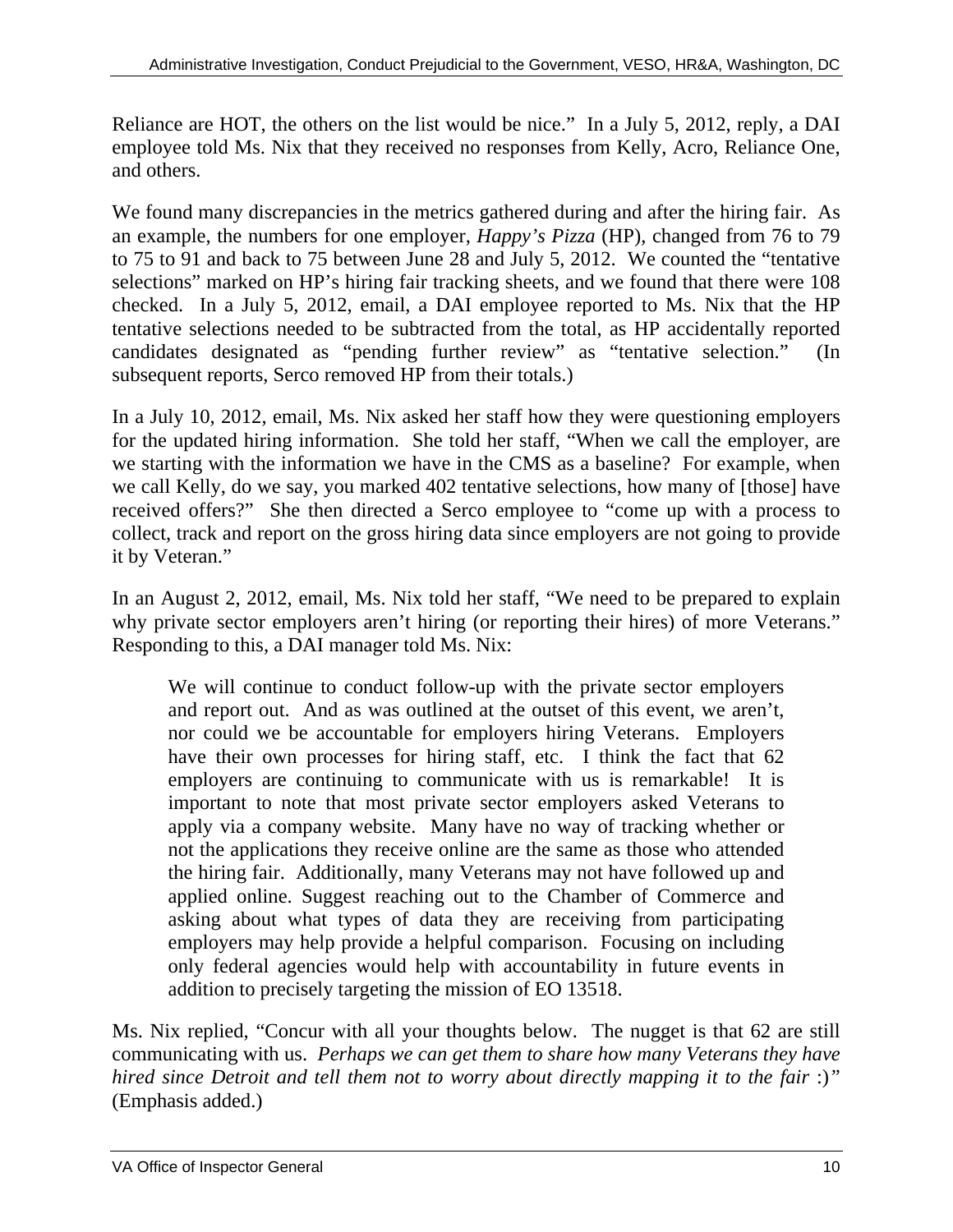Reliance are HOT, the others on the list would be nice." In a July 5, 2012, reply, a DAI employee told Ms. Nix that they received no responses from Kelly, Acro, Reliance One, and others.

We found many discrepancies in the metrics gathered during and after the hiring fair. As an example, the numbers for one employer, *Happy's Pizza* (HP), changed from 76 to 79 to 75 to 91 and back to 75 between June 28 and July 5, 2012. We counted the "tentative selections" marked on HP's hiring fair tracking sheets, and we found that there were 108 checked. In a July 5, 2012, email, a DAI employee reported to Ms. Nix that the HP tentative selections needed to be subtracted from the total, as HP accidentally reported candidates designated as "pending further review" as "tentative selection." (In subsequent reports, Serco removed HP from their totals.)

In a July 10, 2012, email, Ms. Nix asked her staff how they were questioning employers for the updated hiring information. She told her staff, "When we call the employer, are we starting with the information we have in the CMS as a baseline? For example, when we call Kelly, do we say, you marked 402 tentative selections, how many of [those] have received offers?" She then directed a Serco employee to "come up with a process to collect, track and report on the gross hiring data since employers are not going to provide it by Veteran."

In an August 2, 2012, email, Ms. Nix told her staff, "We need to be prepared to explain why private sector employers aren't hiring (or reporting their hires) of more Veterans." Responding to this, a DAI manager told Ms. Nix:

> We will continue to conduct follow-up with the private sector employers and report out. And as was outlined at the outset of this event, we aren't, nor could we be accountable for employers hiring Veterans. Employers have their own processes for hiring staff, etc. I think the fact that 62 employers are continuing to communicate with us is remarkable! It is important to note that most private sector employers asked Veterans to apply via a company website. Many have no way of tracking whether or not the applications they receive online are the same as those who attended the hiring fair. Additionally, many Veterans may not have followed up and applied online. Suggest reaching out to the Chamber of Commerce and asking about what types of data they are receiving from participating employers may help provide a helpful comparison. Focusing on including only federal agencies would help with accountability in future events in addition to precisely targeting the mission of EO 13518.

Ms. Nix replied, "Concur with all your thoughts below. The nugget is that 62 are still communicating with us. *Perhaps we can get them to share how many Veterans they have hired since Detroit and tell them not to worry about directly mapping it to the fair* :)" (Emphasis added.)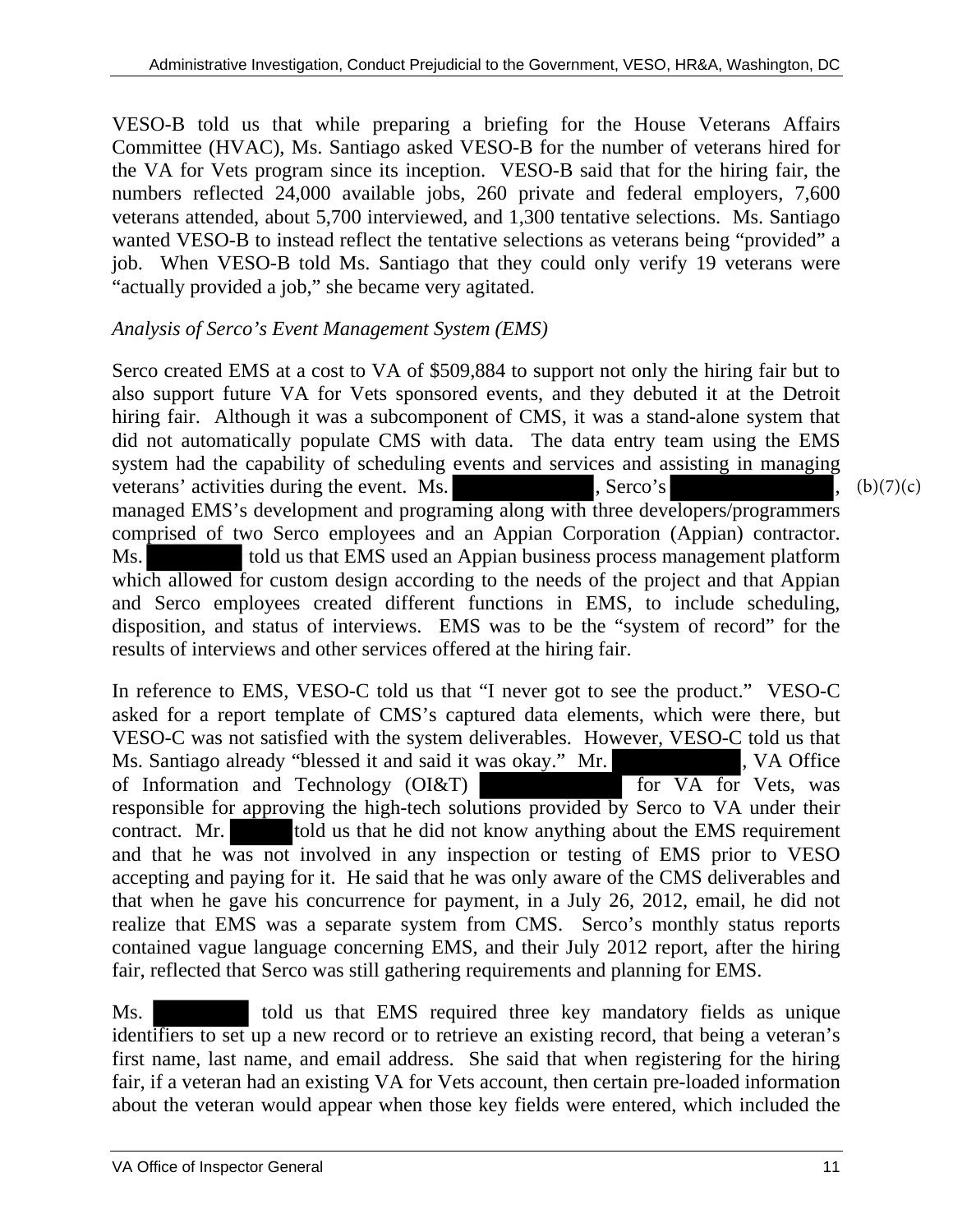VESO-B told us that while preparing a briefing for the House Veterans Affairs Committee (HVAC), Ms. Santiago asked VESO-B for the number of veterans hired for the VA for Vets program since its inception. VESO-B said that for the hiring fair, the numbers reflected 24,000 available jobs, 260 private and federal employers, 7,600 veterans attended, about 5,700 interviewed, and 1,300 tentative selections. Ms. Santiago wanted VESO-B to instead reflect the tentative selections as veterans being "provided" a job. When VESO-B told Ms. Santiago that they could only verify 19 veterans were "actually provided a job," she became very agitated.

*Analysis of Serco's Event Management System (EMS)*

Serco created EMS at a cost to VA of $509,884 to support not only the hiring fair but to also support future VA for Vets sponsored events, and they debuted it at the Detroit hiring fair. Although it was a subcomponent of CMS, it was a stand-alone system that did not automatically populate CMS with data. The data entry team using the EMS system had the capability of scheduling events and services and assisting in managing veterans' activities during the event. Ms. [redacted], Serco's [redacted], managed EMS's development and programing along with three developers/programmers comprised of two Serco employees and an Appian Corporation (Appian) contractor. Ms. [redacted] told us that EMS used an Appian business process management platform which allowed for custom design according to the needs of the project and that Appian and Serco employees created different functions in EMS, to include scheduling, disposition, and status of interviews. EMS was to be the "system of record" for the results of interviews and other services offered at the hiring fair. (b)(7)(c)

In reference to EMS, VESO-C told us that "I never got to see the product." VESO-C asked for a report template of CMS's captured data elements, which were there, but VESO-C was not satisfied with the system deliverables. However, VESO-C told us that Ms. Santiago already "blessed it and said it was okay." Mr. [redacted], VA Office of Information and Technology (OI&T) [redacted] for VA for Vets, was responsible for approving the high-tech solutions provided by Serco to VA under their contract. Mr. [redacted] told us that he did not know anything about the EMS requirement and that he was not involved in any inspection or testing of EMS prior to VESO accepting and paying for it. He said that he was only aware of the CMS deliverables and that when he gave his concurrence for payment, in a July 26, 2012, email, he did not realize that EMS was a separate system from CMS. Serco's monthly status reports contained vague language concerning EMS, and their July 2012 report, after the hiring fair, reflected that Serco was still gathering requirements and planning for EMS.

Ms. [redacted] told us that EMS required three key mandatory fields as unique identifiers to set up a new record or to retrieve an existing record, that being a veteran's first name, last name, and email address. She said that when registering for the hiring fair, if a veteran had an existing VA for Vets account, then certain pre-loaded information about the veteran would appear when those key fields were entered, which included the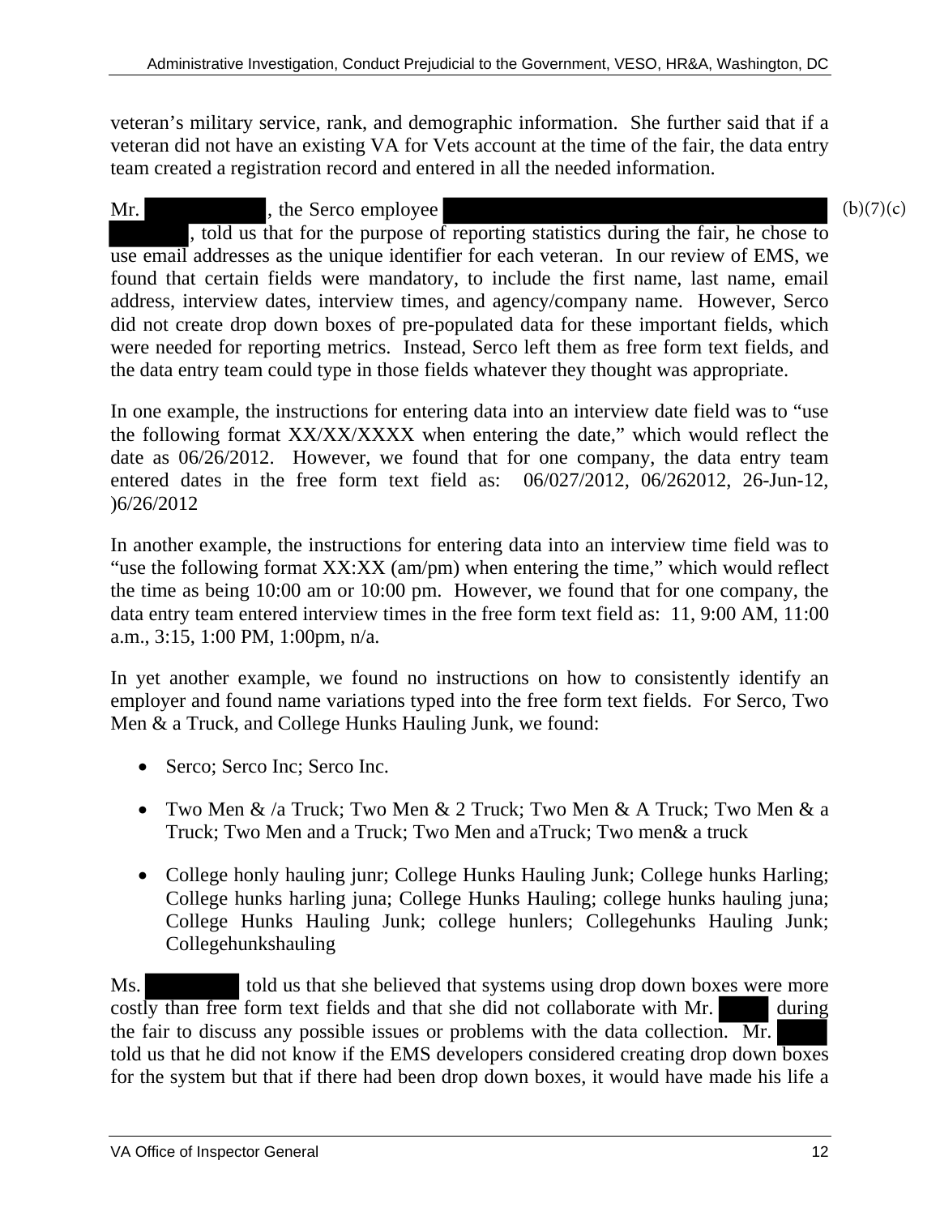veteran's military service, rank, and demographic information. She further said that if a veteran did not have an existing VA for Vets account at the time of the fair, the data entry team created a registration record and entered in all the needed information.

Mr. [redacted], the Serco employee [redacted] (b)(7)(c) [redacted], told us that for the purpose of reporting statistics during the fair, he chose to use email addresses as the unique identifier for each veteran. In our review of EMS, we found that certain fields were mandatory, to include the first name, last name, email address, interview dates, interview times, and agency/company name. However, Serco did not create drop down boxes of pre-populated data for these important fields, which were needed for reporting metrics. Instead, Serco left them as free form text fields, and the data entry team could type in those fields whatever they thought was appropriate.

In one example, the instructions for entering data into an interview date field was to "use the following format XX/XX/XXXX when entering the date," which would reflect the date as 06/26/2012. However, we found that for one company, the data entry team entered dates in the free form text field as: 06/027/2012, 06/262012, 26-Jun-12, )6/26/2012

In another example, the instructions for entering data into an interview time field was to "use the following format XX:XX (am/pm) when entering the time," which would reflect the time as being 10:00 am or 10:00 pm. However, we found that for one company, the data entry team entered interview times in the free form text field as: 11, 9:00 AM, 11:00 a.m., 3:15, 1:00 PM, 1:00pm, n/a.

In yet another example, we found no instructions on how to consistently identify an employer and found name variations typed into the free form text fields. For Serco, Two Men & a Truck, and College Hunks Hauling Junk, we found:

- Serco; Serco Inc; Serco Inc.
- Two Men & /a Truck; Two Men & 2 Truck; Two Men & A Truck; Two Men & a Truck; Two Men and a Truck; Two Men and aTruck; Two men& a truck
- College honly hauling junr; College Hunks Hauling Junk; College hunks Harling; College hunks harling juna; College Hunks Hauling; college hunks hauling juna; College Hunks Hauling Junk; college hunlers; Collegehunks Hauling Junk; Collegehunkshauling

Ms. [redacted] told us that she believed that systems using drop down boxes were more costly than free form text fields and that she did not collaborate with Mr. [redacted] during the fair to discuss any possible issues or problems with the data collection. Mr. [redacted] told us that he did not know if the EMS developers considered creating drop down boxes for the system but that if there had been drop down boxes, it would have made his life a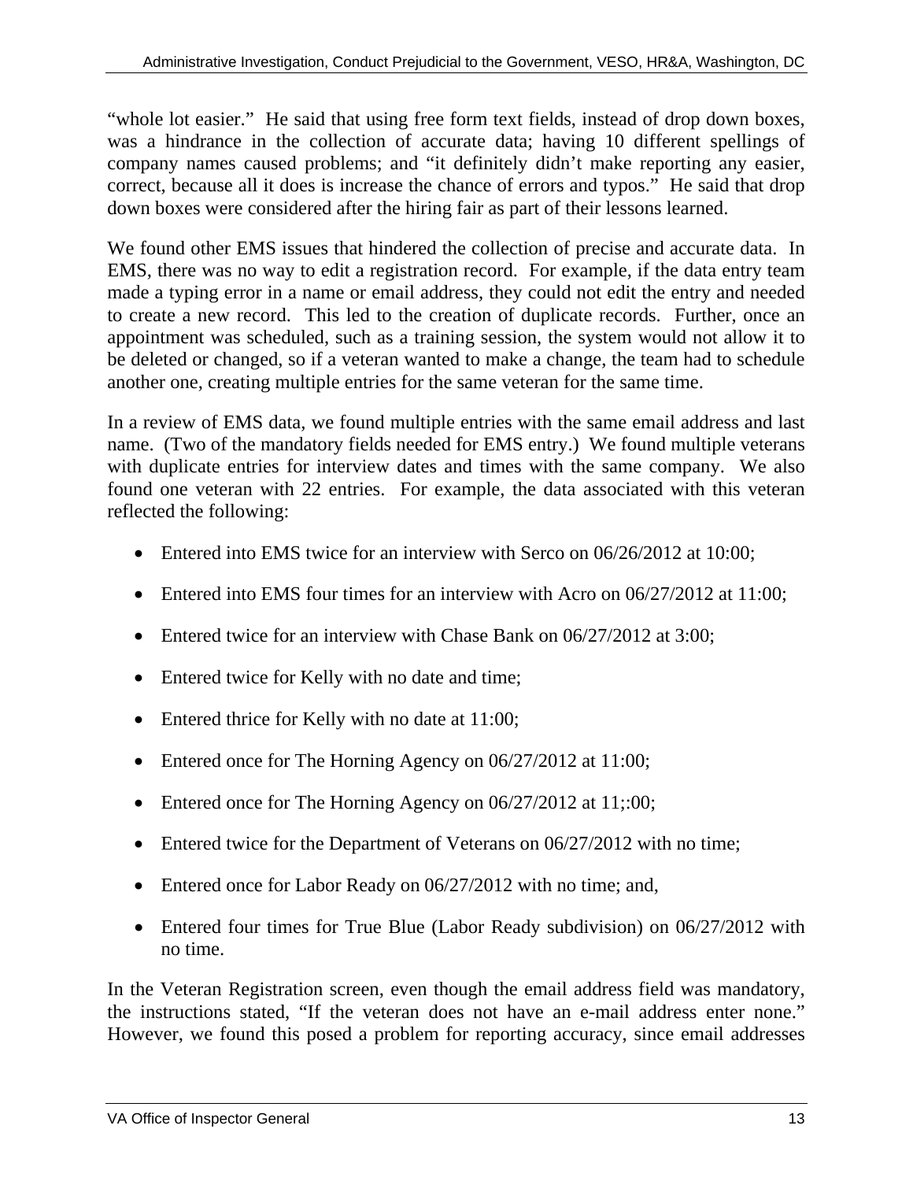"whole lot easier." He said that using free form text fields, instead of drop down boxes, was a hindrance in the collection of accurate data; having 10 different spellings of company names caused problems; and "it definitely didn't make reporting any easier, correct, because all it does is increase the chance of errors and typos." He said that drop down boxes were considered after the hiring fair as part of their lessons learned.

We found other EMS issues that hindered the collection of precise and accurate data. In EMS, there was no way to edit a registration record. For example, if the data entry team made a typing error in a name or email address, they could not edit the entry and needed to create a new record. This led to the creation of duplicate records. Further, once an appointment was scheduled, such as a training session, the system would not allow it to be deleted or changed, so if a veteran wanted to make a change, the team had to schedule another one, creating multiple entries for the same veteran for the same time.

In a review of EMS data, we found multiple entries with the same email address and last name. (Two of the mandatory fields needed for EMS entry.) We found multiple veterans with duplicate entries for interview dates and times with the same company. We also found one veteran with 22 entries. For example, the data associated with this veteran reflected the following:

- Entered into EMS twice for an interview with Serco on 06/26/2012 at 10:00;
- Entered into EMS four times for an interview with Acro on 06/27/2012 at 11:00;
- Entered twice for an interview with Chase Bank on 06/27/2012 at 3:00;
- Entered twice for Kelly with no date and time;
- Entered thrice for Kelly with no date at 11:00;
- Entered once for The Horning Agency on 06/27/2012 at 11:00;
- Entered once for The Horning Agency on 06/27/2012 at 11;:00;
- Entered twice for the Department of Veterans on 06/27/2012 with no time;
- Entered once for Labor Ready on 06/27/2012 with no time; and,
- Entered four times for True Blue (Labor Ready subdivision) on 06/27/2012 with no time.

In the Veteran Registration screen, even though the email address field was mandatory, the instructions stated, "If the veteran does not have an e-mail address enter none." However, we found this posed a problem for reporting accuracy, since email addresses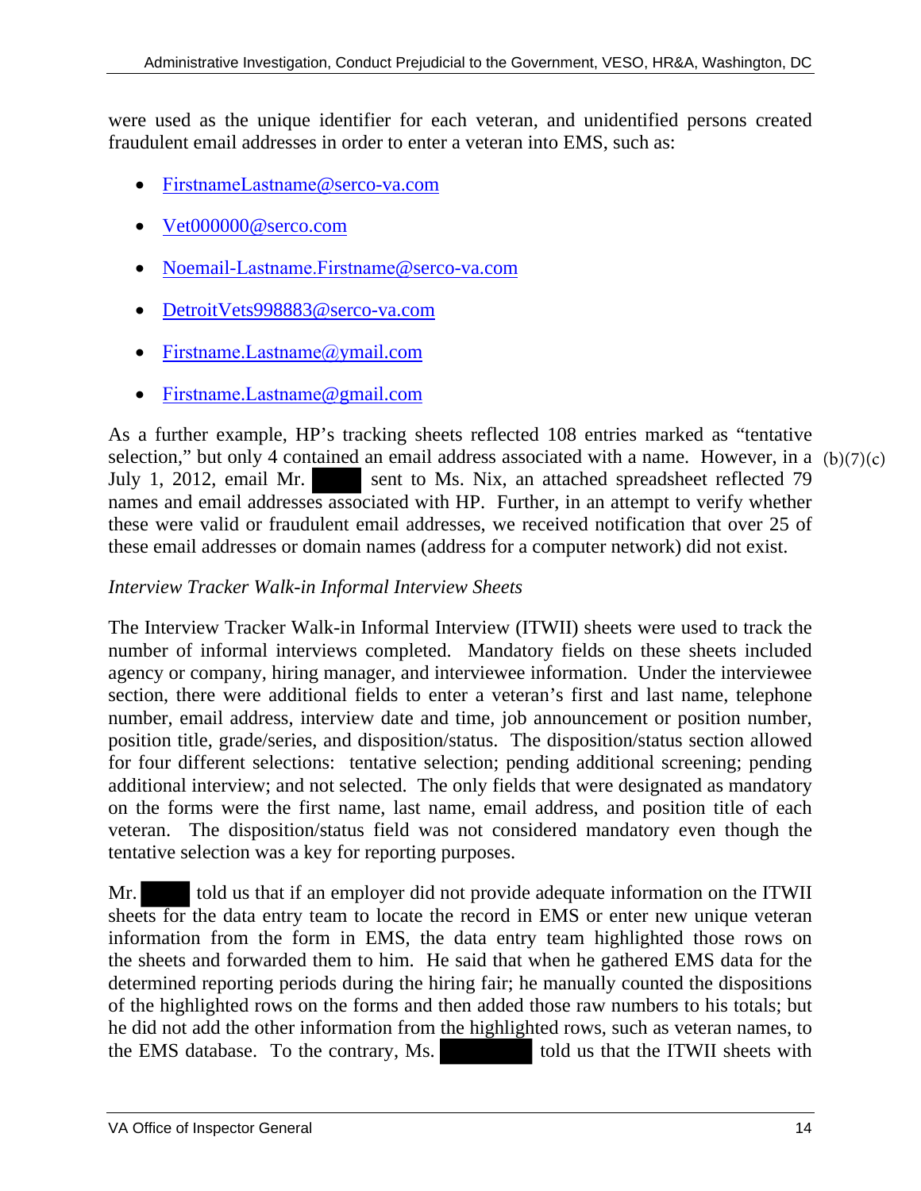were used as the unique identifier for each veteran, and unidentified persons created fraudulent email addresses in order to enter a veteran into EMS, such as:

- FirstnameLastname@serco-va.com
- Vet000000@serco.com
- Noemail-Lastname.Firstname@serco-va.com
- DetroitVets998883@serco-va.com
- Firstname.Lastname@ymail.com
- Firstname.Lastname@gmail.com

As a further example, HP's tracking sheets reflected 108 entries marked as "tentative selection," but only 4 contained an email address associated with a name. However, in a July 1, 2012, email Mr. ██████ sent to Ms. Nix, an attached spreadsheet reflected 79 names and email addresses associated with HP. Further, in an attempt to verify whether these were valid or fraudulent email addresses, we received notification that over 25 of these email addresses or domain names (address for a computer network) did not exist. (b)(7)(c)

*Interview Tracker Walk-in Informal Interview Sheets*

The Interview Tracker Walk-in Informal Interview (ITWII) sheets were used to track the number of informal interviews completed. Mandatory fields on these sheets included agency or company, hiring manager, and interviewee information. Under the interviewee section, there were additional fields to enter a veteran's first and last name, telephone number, email address, interview date and time, job announcement or position number, position title, grade/series, and disposition/status. The disposition/status section allowed for four different selections: tentative selection; pending additional screening; pending additional interview; and not selected. The only fields that were designated as mandatory on the forms were the first name, last name, email address, and position title of each veteran. The disposition/status field was not considered mandatory even though the tentative selection was a key for reporting purposes.

Mr. ██████ told us that if an employer did not provide adequate information on the ITWII sheets for the data entry team to locate the record in EMS or enter new unique veteran information from the form in EMS, the data entry team highlighted those rows on the sheets and forwarded them to him. He said that when he gathered EMS data for the determined reporting periods during the hiring fair; he manually counted the dispositions of the highlighted rows on the forms and then added those raw numbers to his totals; but he did not add the other information from the highlighted rows, such as veteran names, to the EMS database. To the contrary, Ms. ██████ told us that the ITWII sheets with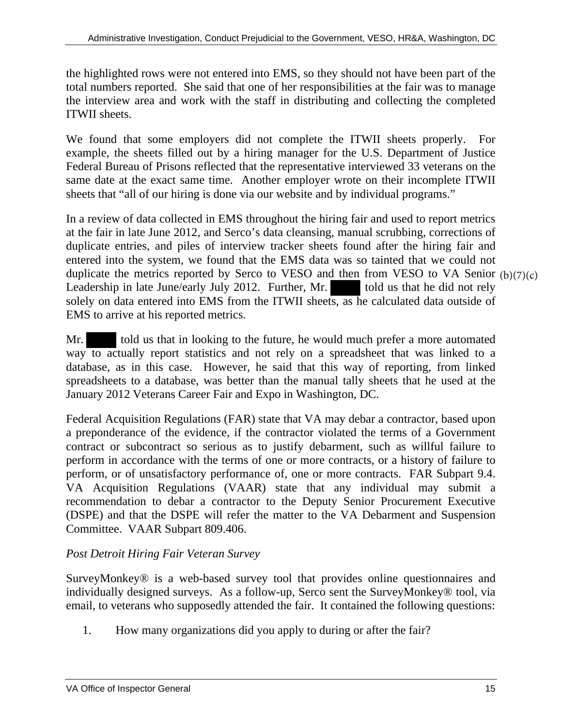the highlighted rows were not entered into EMS, so they should not have been part of the total numbers reported. She said that one of her responsibilities at the fair was to manage the interview area and work with the staff in distributing and collecting the completed ITWII sheets.

We found that some employers did not complete the ITWII sheets properly. For example, the sheets filled out by a hiring manager for the U.S. Department of Justice Federal Bureau of Prisons reflected that the representative interviewed 33 veterans on the same date at the exact same time. Another employer wrote on their incomplete ITWII sheets that "all of our hiring is done via our website and by individual programs."

In a review of data collected in EMS throughout the hiring fair and used to report metrics at the fair in late June 2012, and Serco's data cleansing, manual scrubbing, corrections of duplicate entries, and piles of interview tracker sheets found after the hiring fair and entered into the system, we found that the EMS data was so tainted that we could not duplicate the metrics reported by Serco to VESO and then from VESO to VA Senior Leadership in late June/early July 2012. Further, Mr. ██████ told us that he did not rely solely on data entered into EMS from the ITWII sheets, as he calculated data outside of EMS to arrive at his reported metrics. (b)(7)(c)

Mr. ██████ told us that in looking to the future, he would much prefer a more automated way to actually report statistics and not rely on a spreadsheet that was linked to a database, as in this case. However, he said that this way of reporting, from linked spreadsheets to a database, was better than the manual tally sheets that he used at the January 2012 Veterans Career Fair and Expo in Washington, DC.

Federal Acquisition Regulations (FAR) state that VA may debar a contractor, based upon a preponderance of the evidence, if the contractor violated the terms of a Government contract or subcontract so serious as to justify debarment, such as willful failure to perform in accordance with the terms of one or more contracts, or a history of failure to perform, or of unsatisfactory performance of, one or more contracts. FAR Subpart 9.4. VA Acquisition Regulations (VAAR) state that any individual may submit a recommendation to debar a contractor to the Deputy Senior Procurement Executive (DSPE) and that the DSPE will refer the matter to the VA Debarment and Suspension Committee. VAAR Subpart 809.406.

*Post Detroit Hiring Fair Veteran Survey*

SurveyMonkey® is a web-based survey tool that provides online questionnaires and individually designed surveys. As a follow-up, Serco sent the SurveyMonkey® tool, via email, to veterans who supposedly attended the fair. It contained the following questions:

1. How many organizations did you apply to during or after the fair?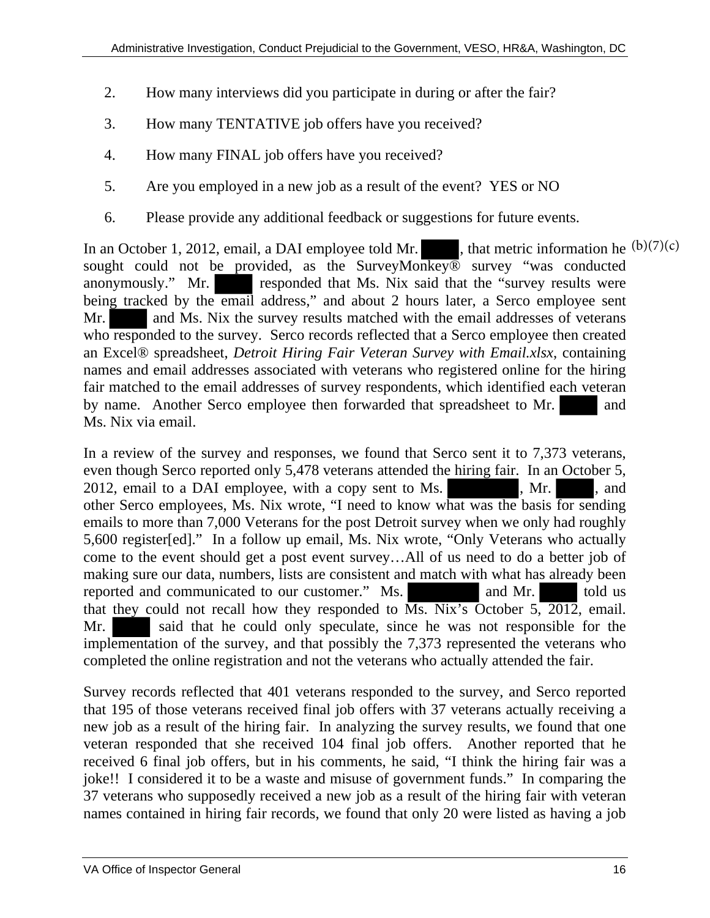2. How many interviews did you participate in during or after the fair?

3. How many TENTATIVE job offers have you received?

4. How many FINAL job offers have you received?

5. Are you employed in a new job as a result of the event? YES or NO

6. Please provide any additional feedback or suggestions for future events.

In an October 1, 2012, email, a DAI employee told Mr. ████, that metric information he sought could not be provided, as the SurveyMonkey® survey "was conducted anonymously." Mr. ████ responded that Ms. Nix said that the "survey results were being tracked by the email address," and about 2 hours later, a Serco employee sent Mr. ████ and Ms. Nix the survey results matched with the email addresses of veterans who responded to the survey. Serco records reflected that a Serco employee then created an Excel® spreadsheet, *Detroit Hiring Fair Veteran Survey with Email.xlsx*, containing names and email addresses associated with veterans who registered online for the hiring fair matched to the email addresses of survey respondents, which identified each veteran by name. Another Serco employee then forwarded that spreadsheet to Mr. ████ and Ms. Nix via email.

In a review of the survey and responses, we found that Serco sent it to 7,373 veterans, even though Serco reported only 5,478 veterans attended the hiring fair. In an October 5, 2012, email to a DAI employee, with a copy sent to Ms. ████, Mr. ████, and other Serco employees, Ms. Nix wrote, "I need to know what was the basis for sending emails to more than 7,000 Veterans for the post Detroit survey when we only had roughly 5,600 register[ed]." In a follow up email, Ms. Nix wrote, "Only Veterans who actually come to the event should get a post event survey…All of us need to do a better job of making sure our data, numbers, lists are consistent and match with what has already been reported and communicated to our customer." Ms. ████ and Mr. ████ told us that they could not recall how they responded to Ms. Nix's October 5, 2012, email. Mr. ████ said that he could only speculate, since he was not responsible for the implementation of the survey, and that possibly the 7,373 represented the veterans who completed the online registration and not the veterans who actually attended the fair.

Survey records reflected that 401 veterans responded to the survey, and Serco reported that 195 of those veterans received final job offers with 37 veterans actually receiving a new job as a result of the hiring fair. In analyzing the survey results, we found that one veteran responded that she received 104 final job offers. Another reported that he received 6 final job offers, but in his comments, he said, "I think the hiring fair was a joke!! I considered it to be a waste and misuse of government funds." In comparing the 37 veterans who supposedly received a new job as a result of the hiring fair with veteran names contained in hiring fair records, we found that only 20 were listed as having a job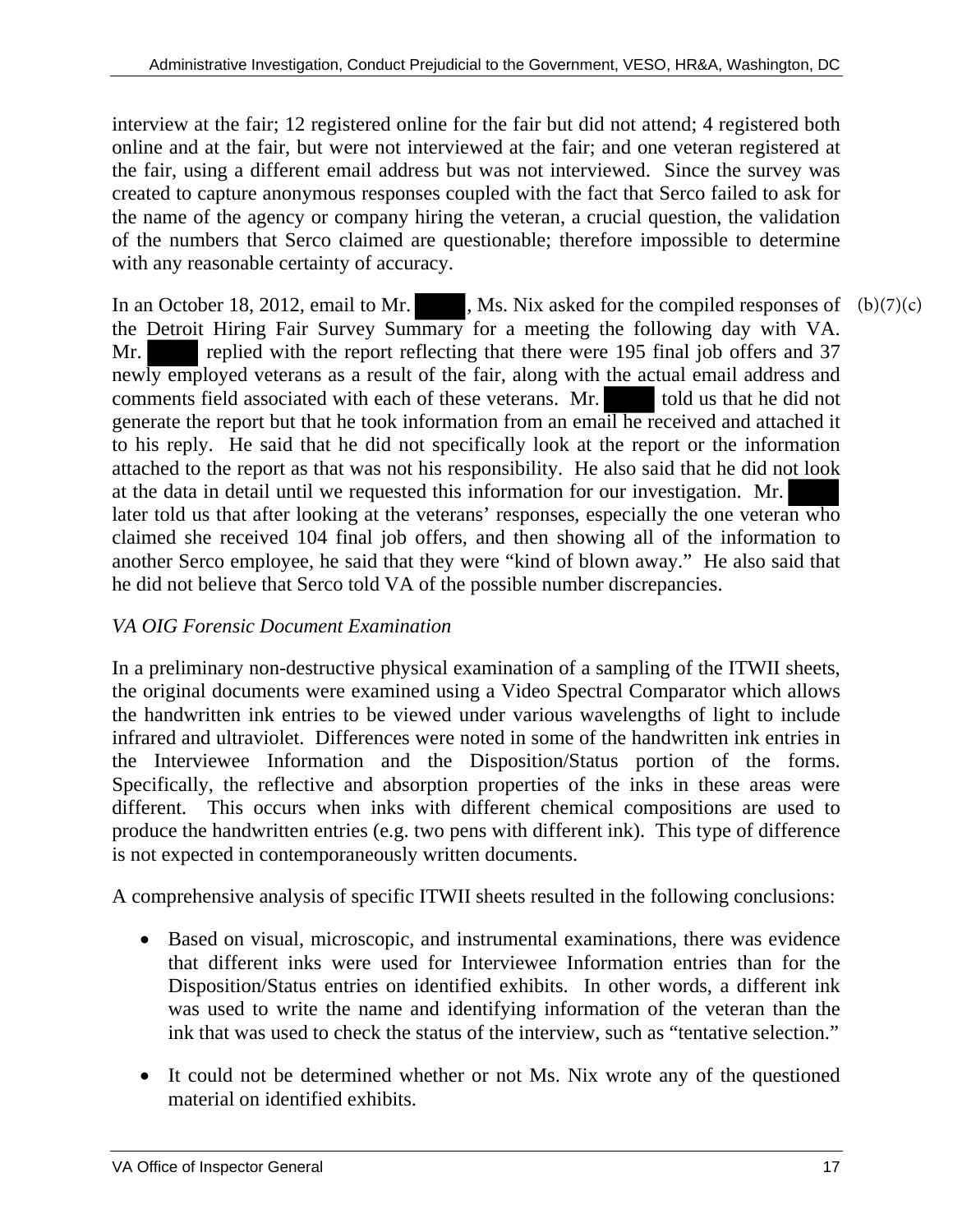interview at the fair; 12 registered online for the fair but did not attend; 4 registered both online and at the fair, but were not interviewed at the fair; and one veteran registered at the fair, using a different email address but was not interviewed. Since the survey was created to capture anonymous responses coupled with the fact that Serco failed to ask for the name of the agency or company hiring the veteran, a crucial question, the validation of the numbers that Serco claimed are questionable; therefore impossible to determine with any reasonable certainty of accuracy.

In an October 18, 2012, email to Mr. [redacted], Ms. Nix asked for the compiled responses of the Detroit Hiring Fair Survey Summary for a meeting the following day with VA. Mr. [redacted] replied with the report reflecting that there were 195 final job offers and 37 newly employed veterans as a result of the fair, along with the actual email address and comments field associated with each of these veterans. Mr. [redacted] told us that he did not generate the report but that he took information from an email he received and attached it to his reply. He said that he did not specifically look at the report or the information attached to the report as that was not his responsibility. He also said that he did not look at the data in detail until we requested this information for our investigation. Mr. [redacted] later told us that after looking at the veterans' responses, especially the one veteran who claimed she received 104 final job offers, and then showing all of the information to another Serco employee, he said that they were "kind of blown away." He also said that he did not believe that Serco told VA of the possible number discrepancies. (b)(7)(c)

*VA OIG Forensic Document Examination*

In a preliminary non-destructive physical examination of a sampling of the ITWII sheets, the original documents were examined using a Video Spectral Comparator which allows the handwritten ink entries to be viewed under various wavelengths of light to include infrared and ultraviolet. Differences were noted in some of the handwritten ink entries in the Interviewee Information and the Disposition/Status portion of the forms. Specifically, the reflective and absorption properties of the inks in these areas were different. This occurs when inks with different chemical compositions are used to produce the handwritten entries (e.g. two pens with different ink). This type of difference is not expected in contemporaneously written documents.

A comprehensive analysis of specific ITWII sheets resulted in the following conclusions:

- Based on visual, microscopic, and instrumental examinations, there was evidence that different inks were used for Interviewee Information entries than for the Disposition/Status entries on identified exhibits. In other words, a different ink was used to write the name and identifying information of the veteran than the ink that was used to check the status of the interview, such as "tentative selection."
- It could not be determined whether or not Ms. Nix wrote any of the questioned material on identified exhibits.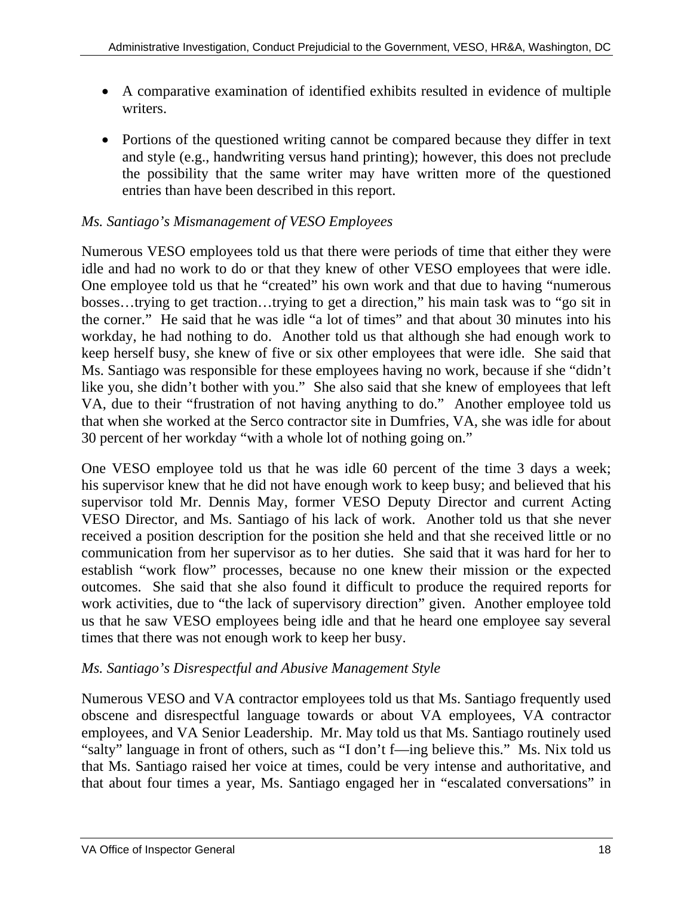- A comparative examination of identified exhibits resulted in evidence of multiple writers.

- Portions of the questioned writing cannot be compared because they differ in text and style (e.g., handwriting versus hand printing); however, this does not preclude the possibility that the same writer may have written more of the questioned entries than have been described in this report.

*Ms. Santiago's Mismanagement of VESO Employees*

Numerous VESO employees told us that there were periods of time that either they were idle and had no work to do or that they knew of other VESO employees that were idle. One employee told us that he "created" his own work and that due to having "numerous bosses…trying to get traction…trying to get a direction," his main task was to "go sit in the corner." He said that he was idle "a lot of times" and that about 30 minutes into his workday, he had nothing to do. Another told us that although she had enough work to keep herself busy, she knew of five or six other employees that were idle. She said that Ms. Santiago was responsible for these employees having no work, because if she "didn't like you, she didn't bother with you." She also said that she knew of employees that left VA, due to their "frustration of not having anything to do." Another employee told us that when she worked at the Serco contractor site in Dumfries, VA, she was idle for about 30 percent of her workday "with a whole lot of nothing going on."

One VESO employee told us that he was idle 60 percent of the time 3 days a week; his supervisor knew that he did not have enough work to keep busy; and believed that his supervisor told Mr. Dennis May, former VESO Deputy Director and current Acting VESO Director, and Ms. Santiago of his lack of work. Another told us that she never received a position description for the position she held and that she received little or no communication from her supervisor as to her duties. She said that it was hard for her to establish "work flow" processes, because no one knew their mission or the expected outcomes. She said that she also found it difficult to produce the required reports for work activities, due to "the lack of supervisory direction" given. Another employee told us that he saw VESO employees being idle and that he heard one employee say several times that there was not enough work to keep her busy.

*Ms. Santiago's Disrespectful and Abusive Management Style*

Numerous VESO and VA contractor employees told us that Ms. Santiago frequently used obscene and disrespectful language towards or about VA employees, VA contractor employees, and VA Senior Leadership. Mr. May told us that Ms. Santiago routinely used "salty" language in front of others, such as "I don't f—ing believe this." Ms. Nix told us that Ms. Santiago raised her voice at times, could be very intense and authoritative, and that about four times a year, Ms. Santiago engaged her in "escalated conversations" in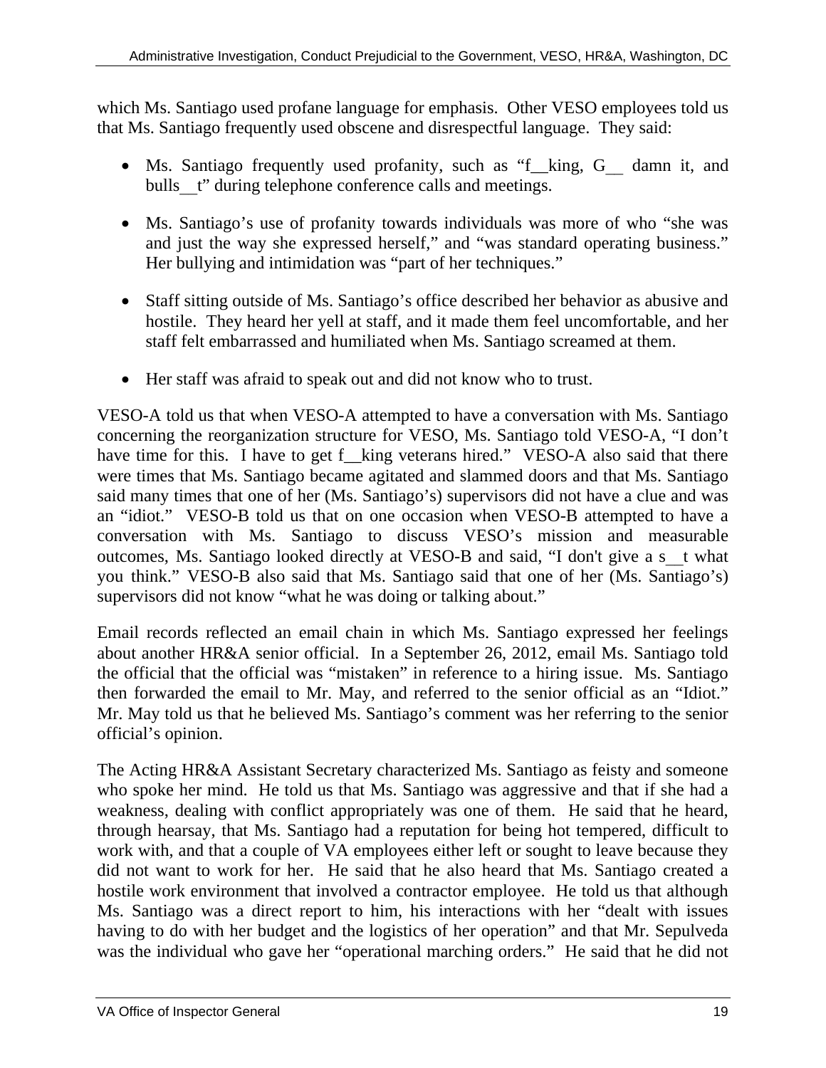which Ms. Santiago used profane language for emphasis. Other VESO employees told us that Ms. Santiago frequently used obscene and disrespectful language. They said:

- Ms. Santiago frequently used profanity, such as "f__king, G__ damn it, and bulls__t" during telephone conference calls and meetings.
- Ms. Santiago's use of profanity towards individuals was more of who "she was and just the way she expressed herself," and "was standard operating business." Her bullying and intimidation was "part of her techniques."
- Staff sitting outside of Ms. Santiago's office described her behavior as abusive and hostile. They heard her yell at staff, and it made them feel uncomfortable, and her staff felt embarrassed and humiliated when Ms. Santiago screamed at them.
- Her staff was afraid to speak out and did not know who to trust.

VESO-A told us that when VESO-A attempted to have a conversation with Ms. Santiago concerning the reorganization structure for VESO, Ms. Santiago told VESO-A, "I don't have time for this. I have to get f__king veterans hired." VESO-A also said that there were times that Ms. Santiago became agitated and slammed doors and that Ms. Santiago said many times that one of her (Ms. Santiago's) supervisors did not have a clue and was an "idiot." VESO-B told us that on one occasion when VESO-B attempted to have a conversation with Ms. Santiago to discuss VESO's mission and measurable outcomes, Ms. Santiago looked directly at VESO-B and said, "I don't give a s__t what you think." VESO-B also said that Ms. Santiago said that one of her (Ms. Santiago's) supervisors did not know "what he was doing or talking about."

Email records reflected an email chain in which Ms. Santiago expressed her feelings about another HR&A senior official. In a September 26, 2012, email Ms. Santiago told the official that the official was "mistaken" in reference to a hiring issue. Ms. Santiago then forwarded the email to Mr. May, and referred to the senior official as an "Idiot." Mr. May told us that he believed Ms. Santiago's comment was her referring to the senior official's opinion.

The Acting HR&A Assistant Secretary characterized Ms. Santiago as feisty and someone who spoke her mind. He told us that Ms. Santiago was aggressive and that if she had a weakness, dealing with conflict appropriately was one of them. He said that he heard, through hearsay, that Ms. Santiago had a reputation for being hot tempered, difficult to work with, and that a couple of VA employees either left or sought to leave because they did not want to work for her. He said that he also heard that Ms. Santiago created a hostile work environment that involved a contractor employee. He told us that although Ms. Santiago was a direct report to him, his interactions with her "dealt with issues having to do with her budget and the logistics of her operation" and that Mr. Sepulveda was the individual who gave her "operational marching orders." He said that he did not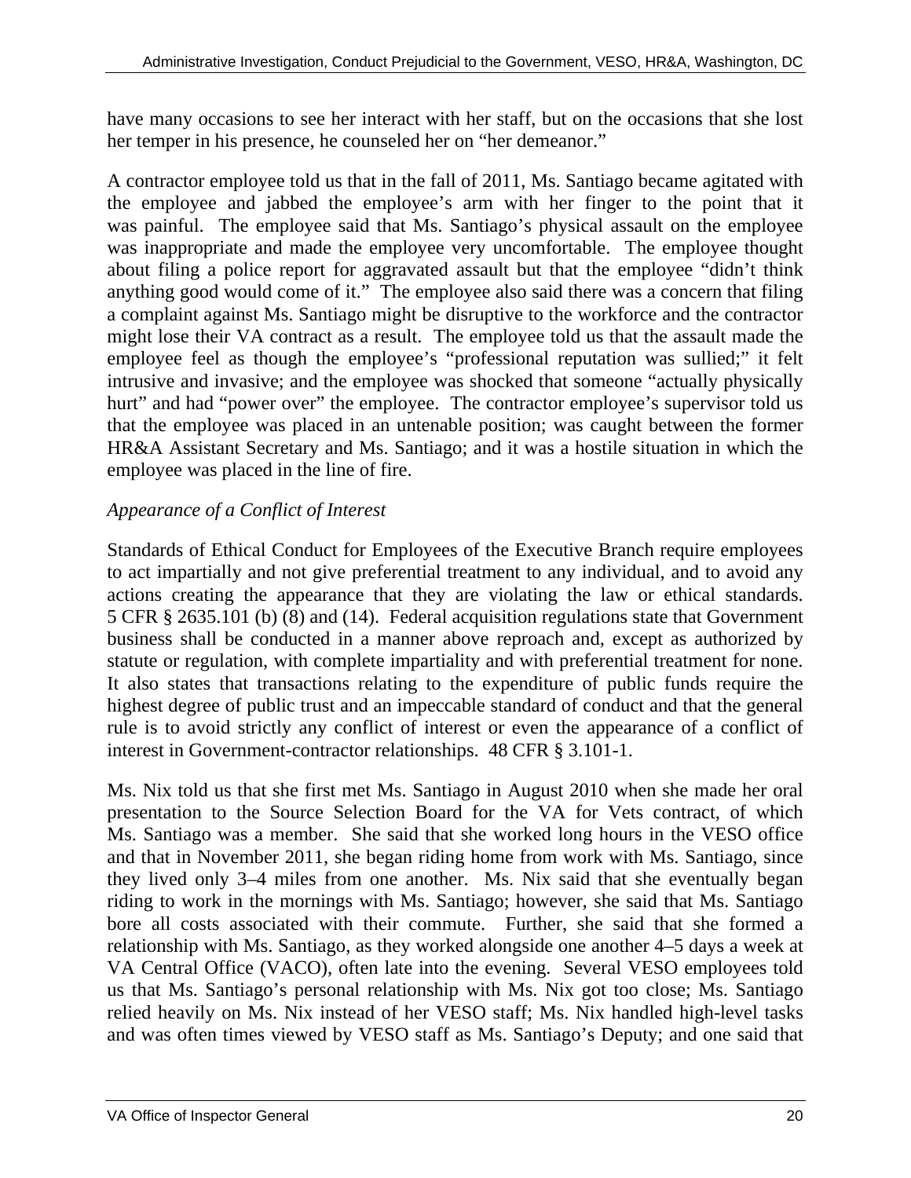have many occasions to see her interact with her staff, but on the occasions that she lost her temper in his presence, he counseled her on "her demeanor."

A contractor employee told us that in the fall of 2011, Ms. Santiago became agitated with the employee and jabbed the employee's arm with her finger to the point that it was painful. The employee said that Ms. Santiago's physical assault on the employee was inappropriate and made the employee very uncomfortable. The employee thought about filing a police report for aggravated assault but that the employee "didn't think anything good would come of it." The employee also said there was a concern that filing a complaint against Ms. Santiago might be disruptive to the workforce and the contractor might lose their VA contract as a result. The employee told us that the assault made the employee feel as though the employee's "professional reputation was sullied;" it felt intrusive and invasive; and the employee was shocked that someone "actually physically hurt" and had "power over" the employee. The contractor employee's supervisor told us that the employee was placed in an untenable position; was caught between the former HR&A Assistant Secretary and Ms. Santiago; and it was a hostile situation in which the employee was placed in the line of fire.

*Appearance of a Conflict of Interest*

Standards of Ethical Conduct for Employees of the Executive Branch require employees to act impartially and not give preferential treatment to any individual, and to avoid any actions creating the appearance that they are violating the law or ethical standards. 5 CFR § 2635.101 (b) (8) and (14). Federal acquisition regulations state that Government business shall be conducted in a manner above reproach and, except as authorized by statute or regulation, with complete impartiality and with preferential treatment for none. It also states that transactions relating to the expenditure of public funds require the highest degree of public trust and an impeccable standard of conduct and that the general rule is to avoid strictly any conflict of interest or even the appearance of a conflict of interest in Government-contractor relationships. 48 CFR § 3.101-1.

Ms. Nix told us that she first met Ms. Santiago in August 2010 when she made her oral presentation to the Source Selection Board for the VA for Vets contract, of which Ms. Santiago was a member. She said that she worked long hours in the VESO office and that in November 2011, she began riding home from work with Ms. Santiago, since they lived only 3–4 miles from one another. Ms. Nix said that she eventually began riding to work in the mornings with Ms. Santiago; however, she said that Ms. Santiago bore all costs associated with their commute. Further, she said that she formed a relationship with Ms. Santiago, as they worked alongside one another 4–5 days a week at VA Central Office (VACO), often late into the evening. Several VESO employees told us that Ms. Santiago's personal relationship with Ms. Nix got too close; Ms. Santiago relied heavily on Ms. Nix instead of her VESO staff; Ms. Nix handled high-level tasks and was often times viewed by VESO staff as Ms. Santiago's Deputy; and one said that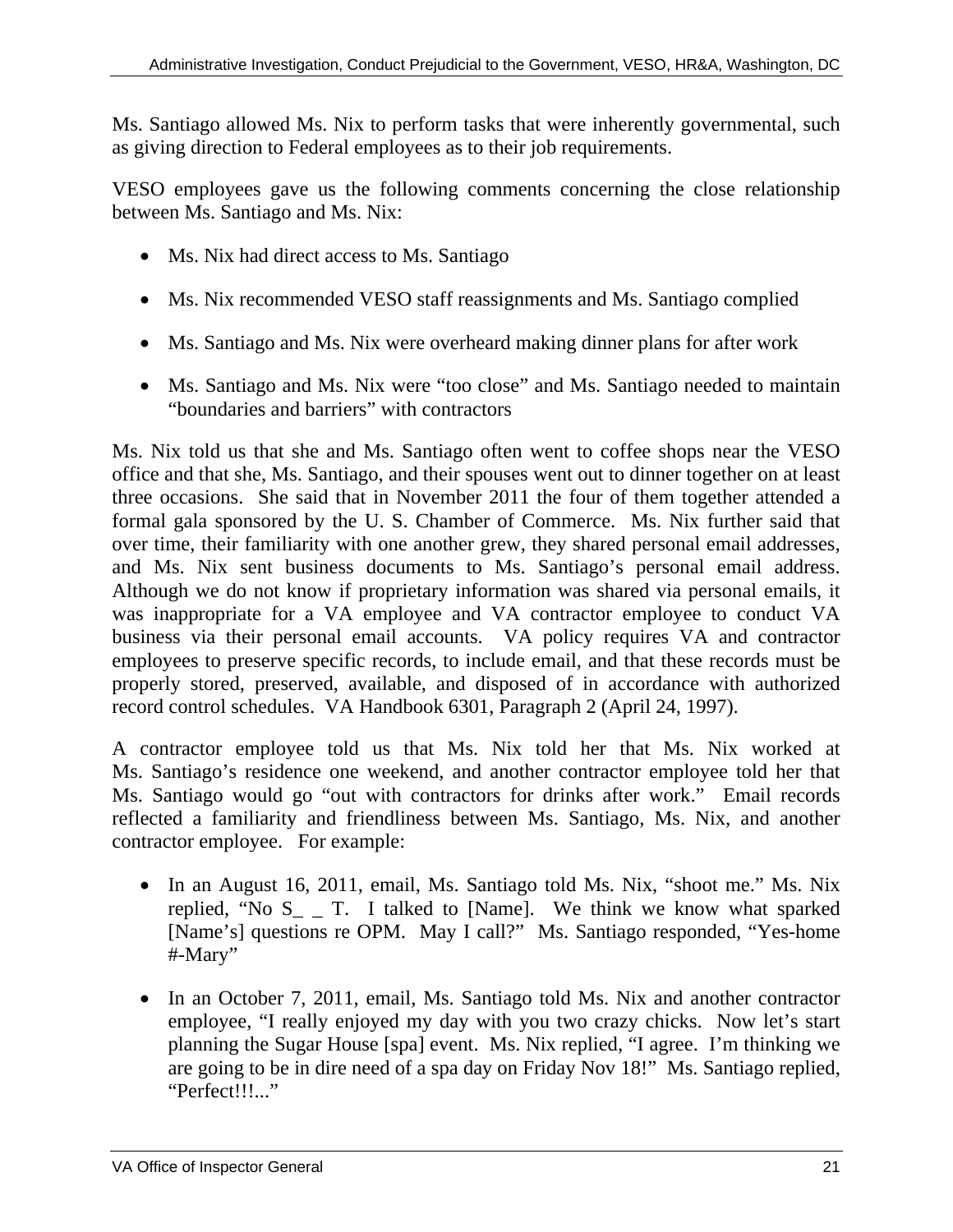Ms. Santiago allowed Ms. Nix to perform tasks that were inherently governmental, such as giving direction to Federal employees as to their job requirements.

VESO employees gave us the following comments concerning the close relationship between Ms. Santiago and Ms. Nix:

- Ms. Nix had direct access to Ms. Santiago
- Ms. Nix recommended VESO staff reassignments and Ms. Santiago complied
- Ms. Santiago and Ms. Nix were overheard making dinner plans for after work
- Ms. Santiago and Ms. Nix were "too close" and Ms. Santiago needed to maintain "boundaries and barriers" with contractors

Ms. Nix told us that she and Ms. Santiago often went to coffee shops near the VESO office and that she, Ms. Santiago, and their spouses went out to dinner together on at least three occasions. She said that in November 2011 the four of them together attended a formal gala sponsored by the U. S. Chamber of Commerce. Ms. Nix further said that over time, their familiarity with one another grew, they shared personal email addresses, and Ms. Nix sent business documents to Ms. Santiago's personal email address. Although we do not know if proprietary information was shared via personal emails, it was inappropriate for a VA employee and VA contractor employee to conduct VA business via their personal email accounts. VA policy requires VA and contractor employees to preserve specific records, to include email, and that these records must be properly stored, preserved, available, and disposed of in accordance with authorized record control schedules. VA Handbook 6301, Paragraph 2 (April 24, 1997).

A contractor employee told us that Ms. Nix told her that Ms. Nix worked at Ms. Santiago's residence one weekend, and another contractor employee told her that Ms. Santiago would go "out with contractors for drinks after work." Email records reflected a familiarity and friendliness between Ms. Santiago, Ms. Nix, and another contractor employee. For example:

- In an August 16, 2011, email, Ms. Santiago told Ms. Nix, "shoot me." Ms. Nix replied, "No S_ _ T. I talked to [Name]. We think we know what sparked [Name's] questions re OPM. May I call?" Ms. Santiago responded, "Yes-home #-Mary"
- In an October 7, 2011, email, Ms. Santiago told Ms. Nix and another contractor employee, "I really enjoyed my day with you two crazy chicks. Now let's start planning the Sugar House [spa] event. Ms. Nix replied, "I agree. I'm thinking we are going to be in dire need of a spa day on Friday Nov 18!" Ms. Santiago replied, "Perfect!!!..."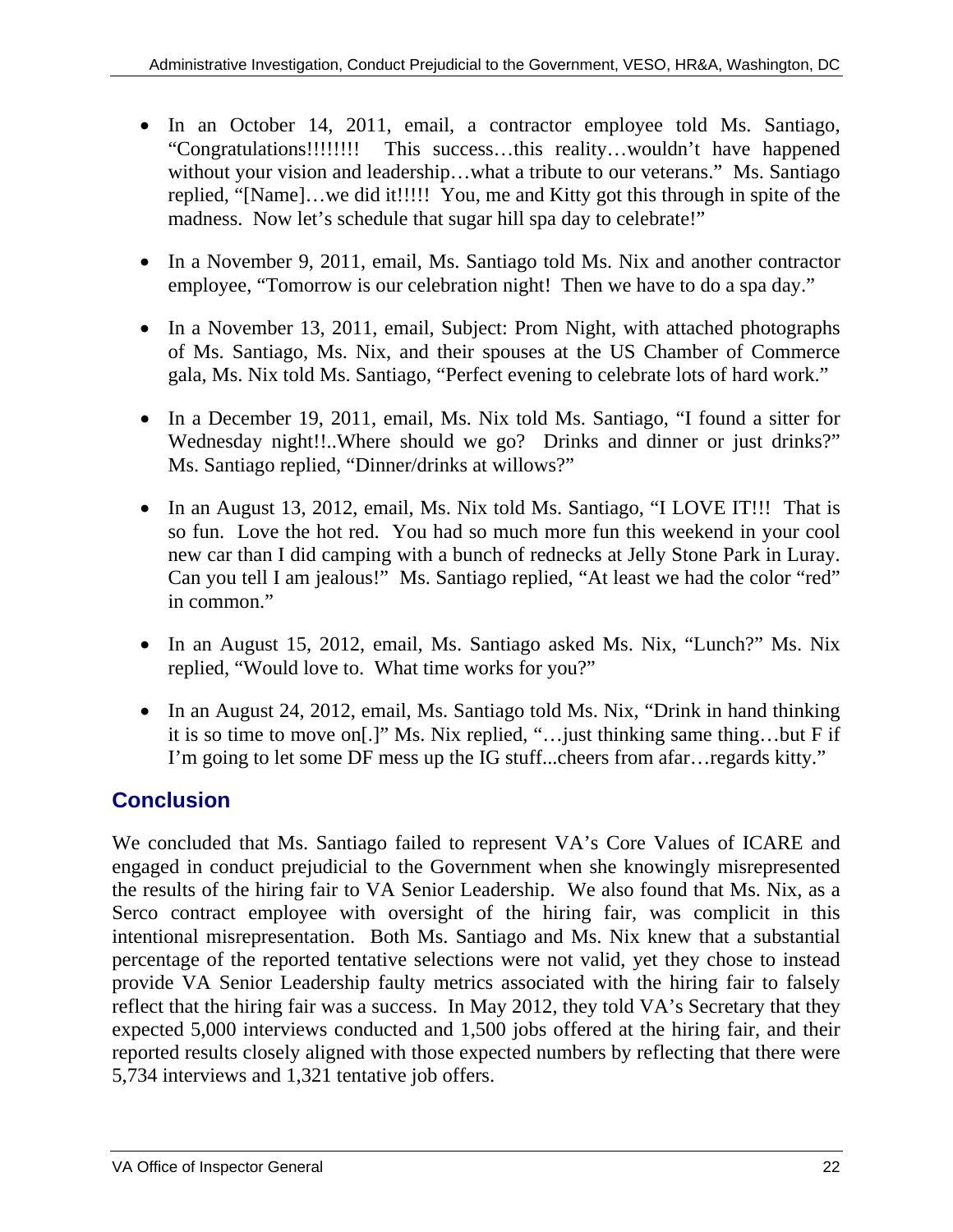- In an October 14, 2011, email, a contractor employee told Ms. Santiago, "Congratulations!!!!!!!! This success…this reality…wouldn't have happened without your vision and leadership…what a tribute to our veterans." Ms. Santiago replied, "[Name]…we did it!!!!! You, me and Kitty got this through in spite of the madness. Now let's schedule that sugar hill spa day to celebrate!"

- In a November 9, 2011, email, Ms. Santiago told Ms. Nix and another contractor employee, "Tomorrow is our celebration night! Then we have to do a spa day."

- In a November 13, 2011, email, Subject: Prom Night, with attached photographs of Ms. Santiago, Ms. Nix, and their spouses at the US Chamber of Commerce gala, Ms. Nix told Ms. Santiago, "Perfect evening to celebrate lots of hard work."

- In a December 19, 2011, email, Ms. Nix told Ms. Santiago, "I found a sitter for Wednesday night!!..Where should we go? Drinks and dinner or just drinks?" Ms. Santiago replied, "Dinner/drinks at willows?"

- In an August 13, 2012, email, Ms. Nix told Ms. Santiago, "I LOVE IT!!! That is so fun. Love the hot red. You had so much more fun this weekend in your cool new car than I did camping with a bunch of rednecks at Jelly Stone Park in Luray. Can you tell I am jealous!" Ms. Santiago replied, "At least we had the color "red" in common."

- In an August 15, 2012, email, Ms. Santiago asked Ms. Nix, "Lunch?" Ms. Nix replied, "Would love to. What time works for you?"

- In an August 24, 2012, email, Ms. Santiago told Ms. Nix, "Drink in hand thinking it is so time to move on[.]" Ms. Nix replied, "…just thinking same thing…but F if I'm going to let some DF mess up the IG stuff...cheers from afar…regards kitty."

## Conclusion

We concluded that Ms. Santiago failed to represent VA's Core Values of ICARE and engaged in conduct prejudicial to the Government when she knowingly misrepresented the results of the hiring fair to VA Senior Leadership. We also found that Ms. Nix, as a Serco contract employee with oversight of the hiring fair, was complicit in this intentional misrepresentation. Both Ms. Santiago and Ms. Nix knew that a substantial percentage of the reported tentative selections were not valid, yet they chose to instead provide VA Senior Leadership faulty metrics associated with the hiring fair to falsely reflect that the hiring fair was a success. In May 2012, they told VA's Secretary that they expected 5,000 interviews conducted and 1,500 jobs offered at the hiring fair, and their reported results closely aligned with those expected numbers by reflecting that there were 5,734 interviews and 1,321 tentative job offers.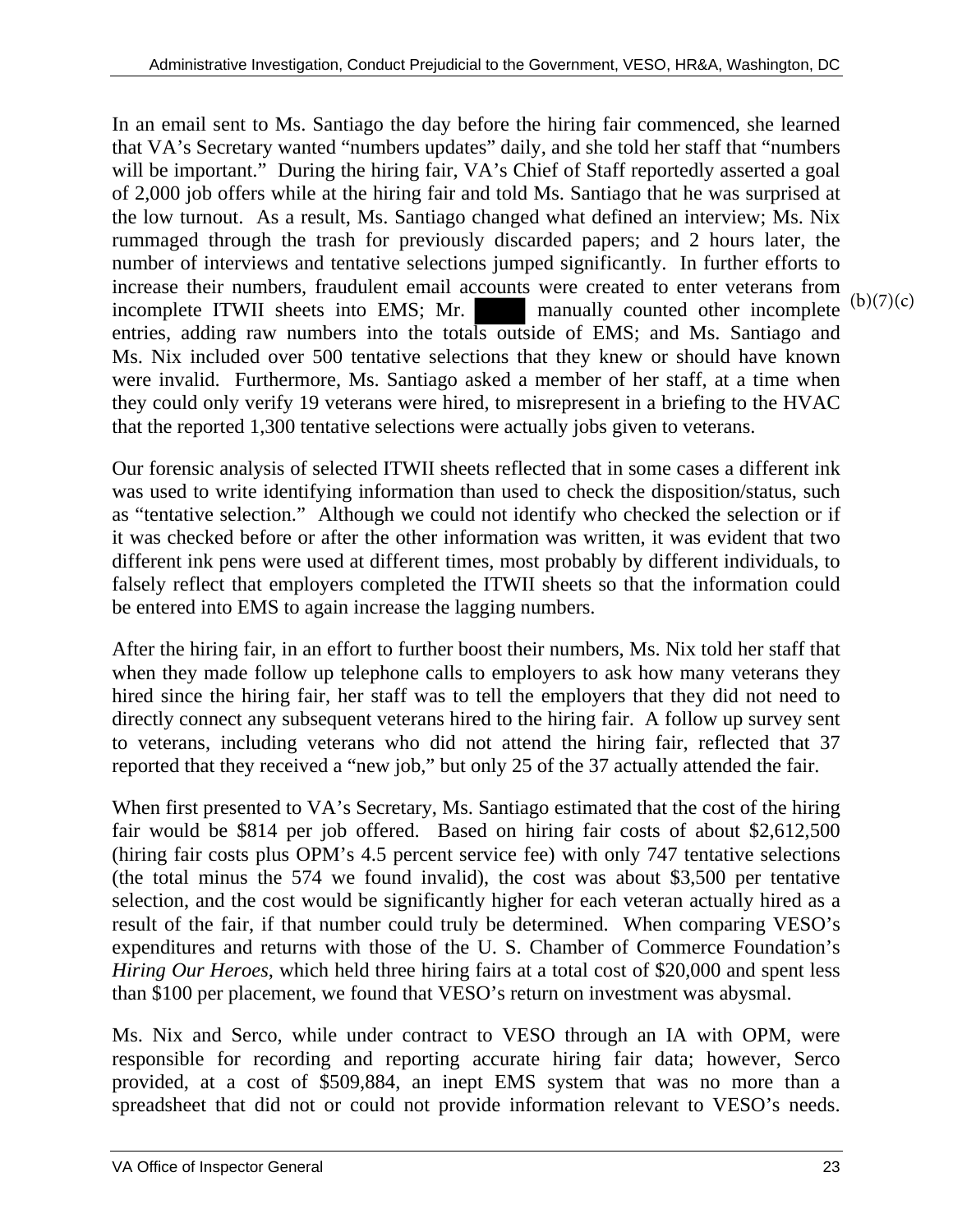In an email sent to Ms. Santiago the day before the hiring fair commenced, she learned that VA's Secretary wanted "numbers updates" daily, and she told her staff that "numbers will be important." During the hiring fair, VA's Chief of Staff reportedly asserted a goal of 2,000 job offers while at the hiring fair and told Ms. Santiago that he was surprised at the low turnout. As a result, Ms. Santiago changed what defined an interview; Ms. Nix rummaged through the trash for previously discarded papers; and 2 hours later, the number of interviews and tentative selections jumped significantly. In further efforts to increase their numbers, fraudulent email accounts were created to enter veterans from incomplete ITWII sheets into EMS; Mr. ████ manually counted other incomplete entries, adding raw numbers into the totals outside of EMS; and Ms. Santiago and Ms. Nix included over 500 tentative selections that they knew or should have known were invalid. Furthermore, Ms. Santiago asked a member of her staff, at a time when they could only verify 19 veterans were hired, to misrepresent in a briefing to the HVAC that the reported 1,300 tentative selections were actually jobs given to veterans. (b)(7)(c)

Our forensic analysis of selected ITWII sheets reflected that in some cases a different ink was used to write identifying information than used to check the disposition/status, such as "tentative selection." Although we could not identify who checked the selection or if it was checked before or after the other information was written, it was evident that two different ink pens were used at different times, most probably by different individuals, to falsely reflect that employers completed the ITWII sheets so that the information could be entered into EMS to again increase the lagging numbers.

After the hiring fair, in an effort to further boost their numbers, Ms. Nix told her staff that when they made follow up telephone calls to employers to ask how many veterans they hired since the hiring fair, her staff was to tell the employers that they did not need to directly connect any subsequent veterans hired to the hiring fair. A follow up survey sent to veterans, including veterans who did not attend the hiring fair, reflected that 37 reported that they received a "new job," but only 25 of the 37 actually attended the fair.

When first presented to VA's Secretary, Ms. Santiago estimated that the cost of the hiring fair would be $814 per job offered. Based on hiring fair costs of about $2,612,500 (hiring fair costs plus OPM's 4.5 percent service fee) with only 747 tentative selections (the total minus the 574 we found invalid), the cost was about $3,500 per tentative selection, and the cost would be significantly higher for each veteran actually hired as a result of the fair, if that number could truly be determined. When comparing VESO's expenditures and returns with those of the U. S. Chamber of Commerce Foundation's *Hiring Our Heroes*, which held three hiring fairs at a total cost of $20,000 and spent less than $100 per placement, we found that VESO's return on investment was abysmal.

Ms. Nix and Serco, while under contract to VESO through an IA with OPM, were responsible for recording and reporting accurate hiring fair data; however, Serco provided, at a cost of $509,884, an inept EMS system that was no more than a spreadsheet that did not or could not provide information relevant to VESO's needs.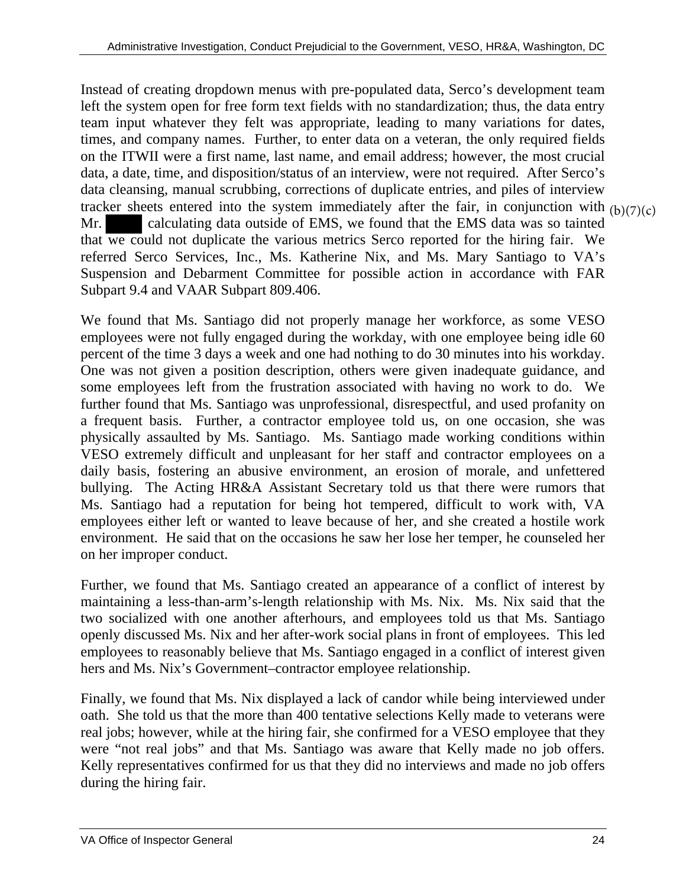Instead of creating dropdown menus with pre-populated data, Serco's development team left the system open for free form text fields with no standardization; thus, the data entry team input whatever they felt was appropriate, leading to many variations for dates, times, and company names. Further, to enter data on a veteran, the only required fields on the ITWII were a first name, last name, and email address; however, the most crucial data, a date, time, and disposition/status of an interview, were not required. After Serco's data cleansing, manual scrubbing, corrections of duplicate entries, and piles of interview tracker sheets entered into the system immediately after the fair, in conjunction with Mr. ███ calculating data outside of EMS, we found that the EMS data was so tainted that we could not duplicate the various metrics Serco reported for the hiring fair. We referred Serco Services, Inc., Ms. Katherine Nix, and Ms. Mary Santiago to VA's Suspension and Debarment Committee for possible action in accordance with FAR Subpart 9.4 and VAAR Subpart 809.406. (b)(7)(c)

We found that Ms. Santiago did not properly manage her workforce, as some VESO employees were not fully engaged during the workday, with one employee being idle 60 percent of the time 3 days a week and one had nothing to do 30 minutes into his workday. One was not given a position description, others were given inadequate guidance, and some employees left from the frustration associated with having no work to do. We further found that Ms. Santiago was unprofessional, disrespectful, and used profanity on a frequent basis. Further, a contractor employee told us, on one occasion, she was physically assaulted by Ms. Santiago. Ms. Santiago made working conditions within VESO extremely difficult and unpleasant for her staff and contractor employees on a daily basis, fostering an abusive environment, an erosion of morale, and unfettered bullying. The Acting HR&A Assistant Secretary told us that there were rumors that Ms. Santiago had a reputation for being hot tempered, difficult to work with, VA employees either left or wanted to leave because of her, and she created a hostile work environment. He said that on the occasions he saw her lose her temper, he counseled her on her improper conduct.

Further, we found that Ms. Santiago created an appearance of a conflict of interest by maintaining a less-than-arm's-length relationship with Ms. Nix. Ms. Nix said that the two socialized with one another afterhours, and employees told us that Ms. Santiago openly discussed Ms. Nix and her after-work social plans in front of employees. This led employees to reasonably believe that Ms. Santiago engaged in a conflict of interest given hers and Ms. Nix's Government–contractor employee relationship.

Finally, we found that Ms. Nix displayed a lack of candor while being interviewed under oath. She told us that the more than 400 tentative selections Kelly made to veterans were real jobs; however, while at the hiring fair, she confirmed for a VESO employee that they were "not real jobs" and that Ms. Santiago was aware that Kelly made no job offers. Kelly representatives confirmed for us that they did no interviews and made no job offers during the hiring fair.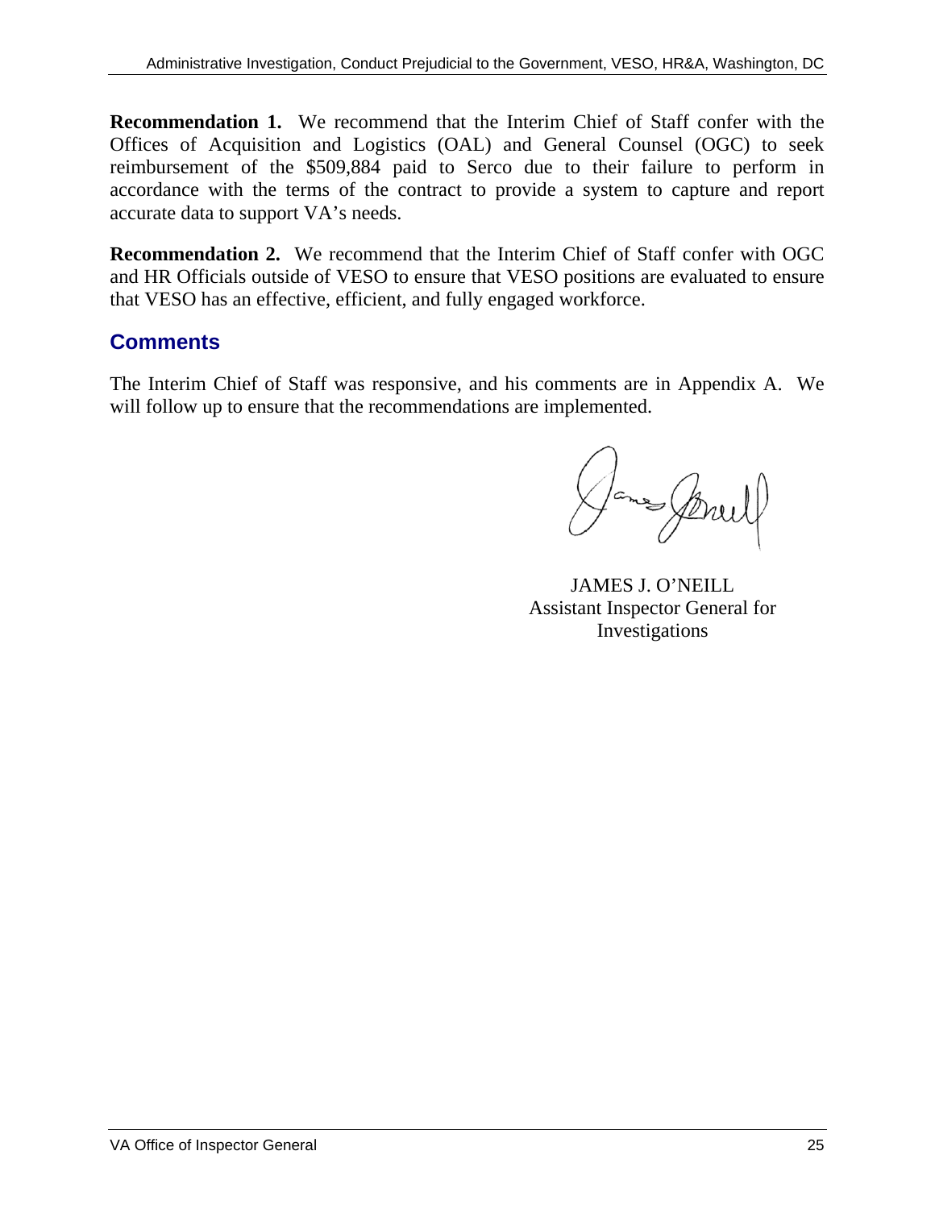**Recommendation 1.** We recommend that the Interim Chief of Staff confer with the Offices of Acquisition and Logistics (OAL) and General Counsel (OGC) to seek reimbursement of the $509,884 paid to Serco due to their failure to perform in accordance with the terms of the contract to provide a system to capture and report accurate data to support VA's needs.

**Recommendation 2.** We recommend that the Interim Chief of Staff confer with OGC and HR Officials outside of VESO to ensure that VESO positions are evaluated to ensure that VESO has an effective, efficient, and fully engaged workforce.

## Comments

The Interim Chief of Staff was responsive, and his comments are in Appendix A. We will follow up to ensure that the recommendations are implemented.

JAMES J. O'NEILL
Assistant Inspector General for Investigations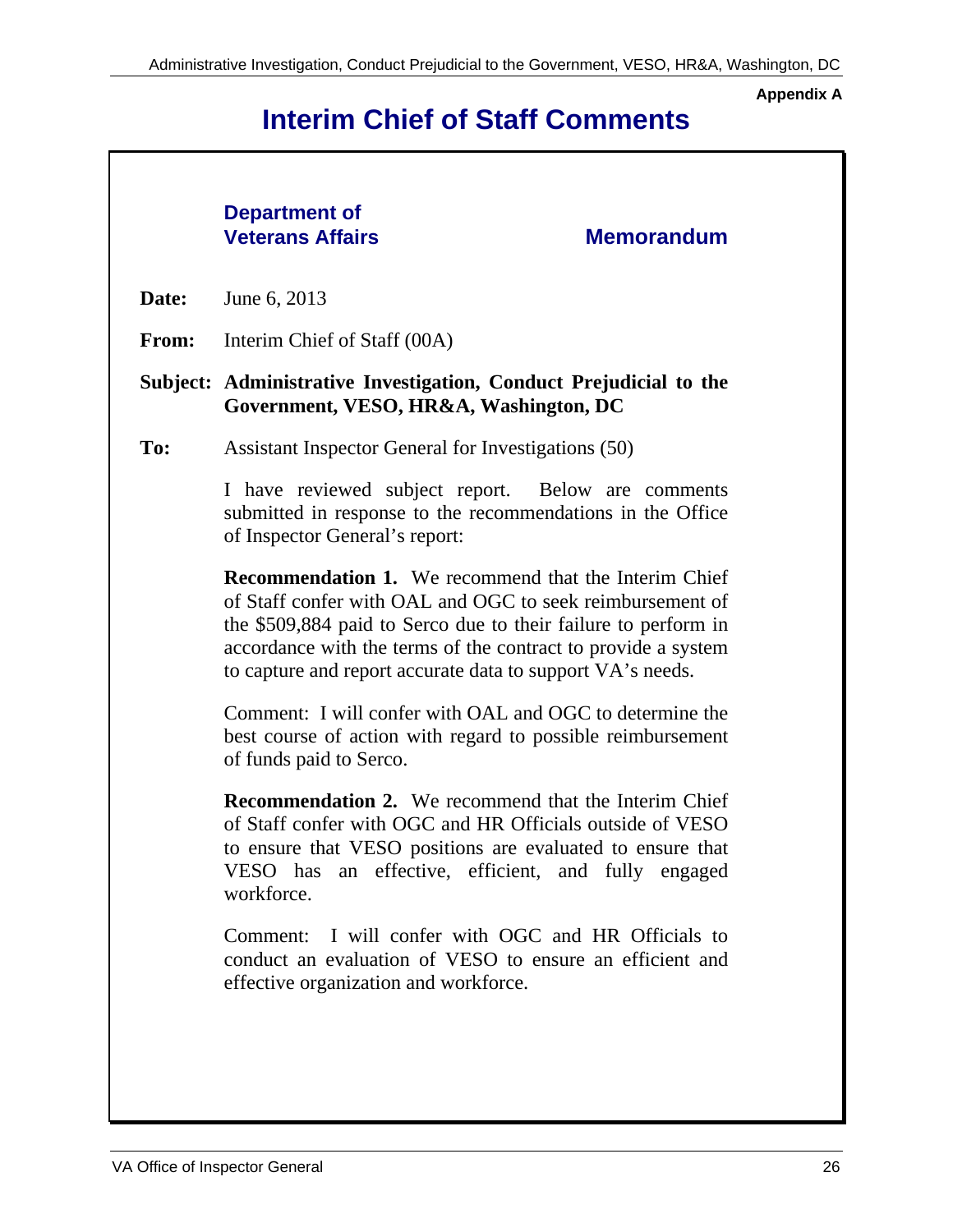**Appendix A**

# Interim Chief of Staff Comments

**Department of Veterans Affairs** **Memorandum**

**Date:** June 6, 2013

**From:** Interim Chief of Staff (00A)

**Subject: Administrative Investigation, Conduct Prejudicial to the Government, VESO, HR&A, Washington, DC**

**To:** Assistant Inspector General for Investigations (50)

I have reviewed subject report. Below are comments submitted in response to the recommendations in the Office of Inspector General's report:

**Recommendation 1.** We recommend that the Interim Chief of Staff confer with OAL and OGC to seek reimbursement of the $509,884 paid to Serco due to their failure to perform in accordance with the terms of the contract to provide a system to capture and report accurate data to support VA's needs.

Comment: I will confer with OAL and OGC to determine the best course of action with regard to possible reimbursement of funds paid to Serco.

**Recommendation 2.** We recommend that the Interim Chief of Staff confer with OGC and HR Officials outside of VESO to ensure that VESO positions are evaluated to ensure that VESO has an effective, efficient, and fully engaged workforce.

Comment: I will confer with OGC and HR Officials to conduct an evaluation of VESO to ensure an efficient and effective organization and workforce.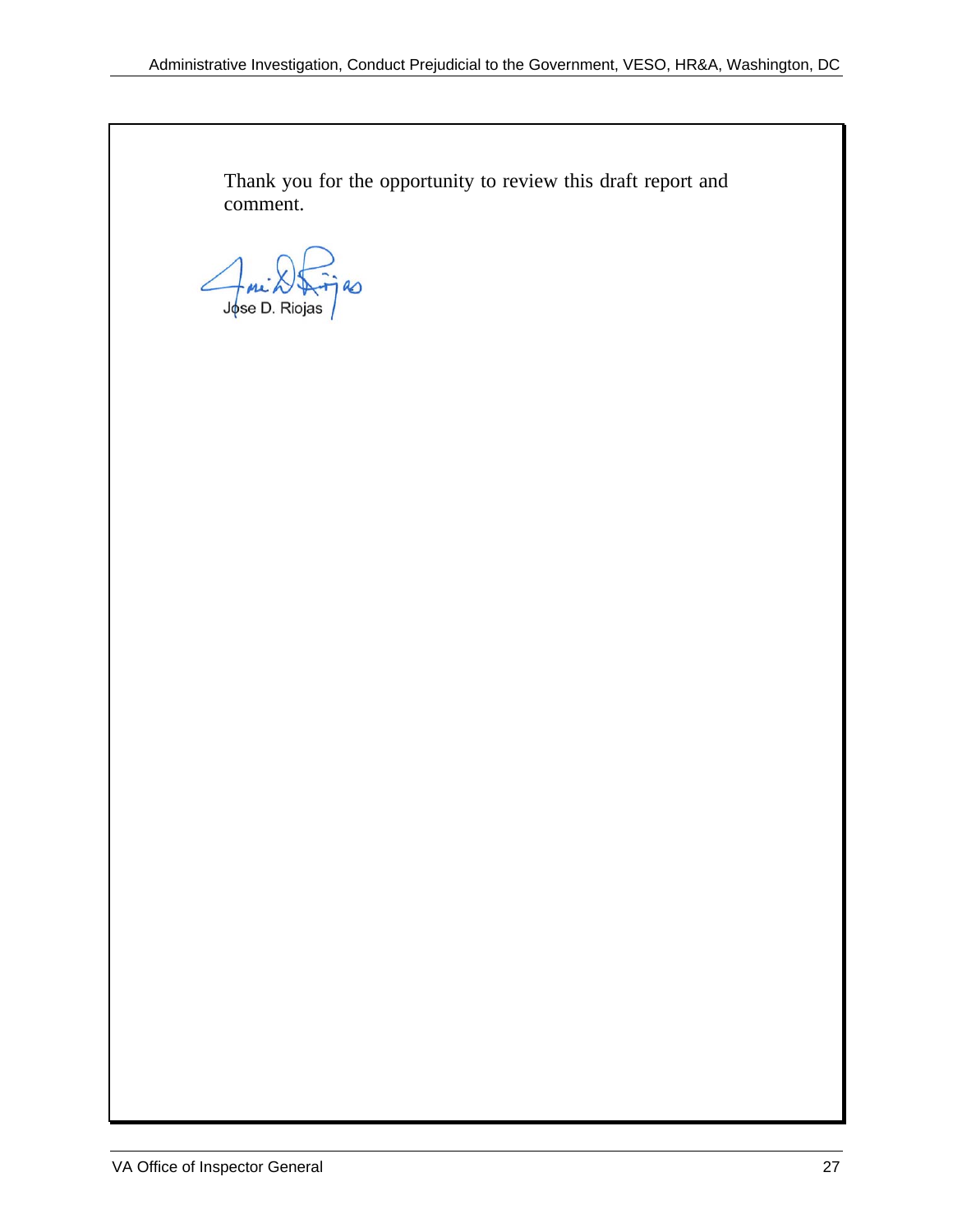Thank you for the opportunity to review this draft report and comment.

Jose D. Riojas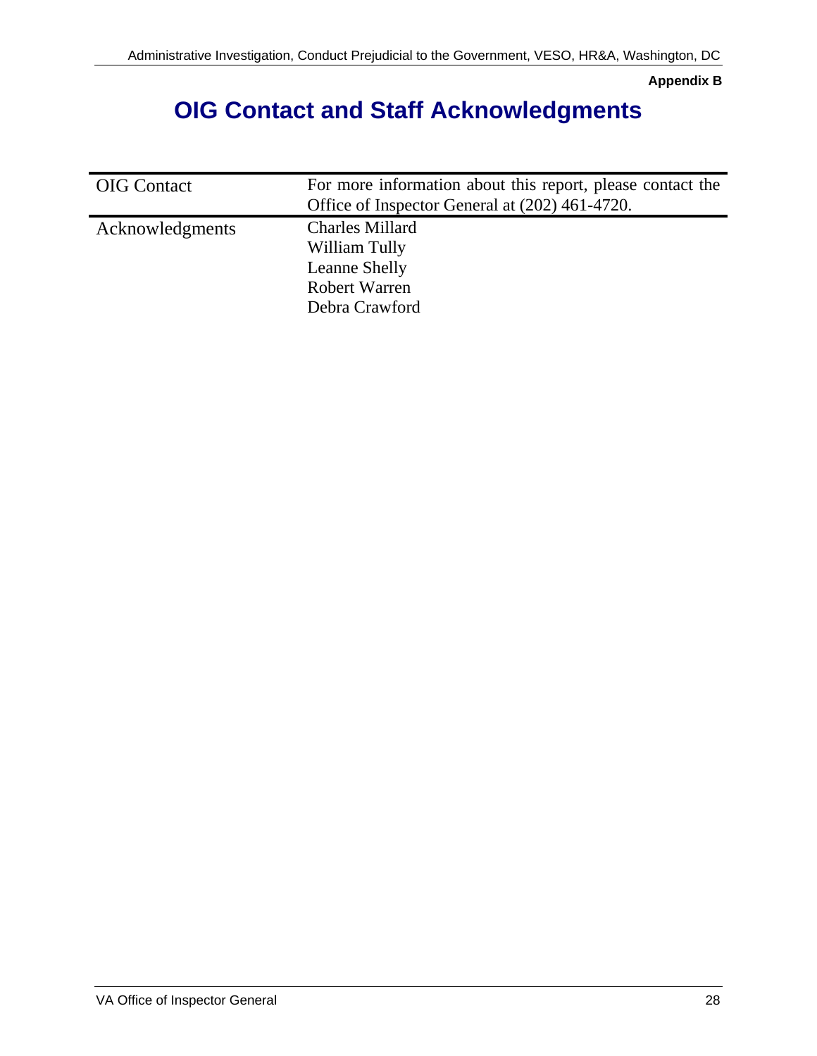**Appendix B**

# OIG Contact and Staff Acknowledgments

| | |
|---|---|
| OIG Contact | For more information about this report, please contact the Office of Inspector General at (202) 461-4720. |
| Acknowledgments | Charles Millard<br>William Tully<br>Leanne Shelly<br>Robert Warren<br>Debra Crawford |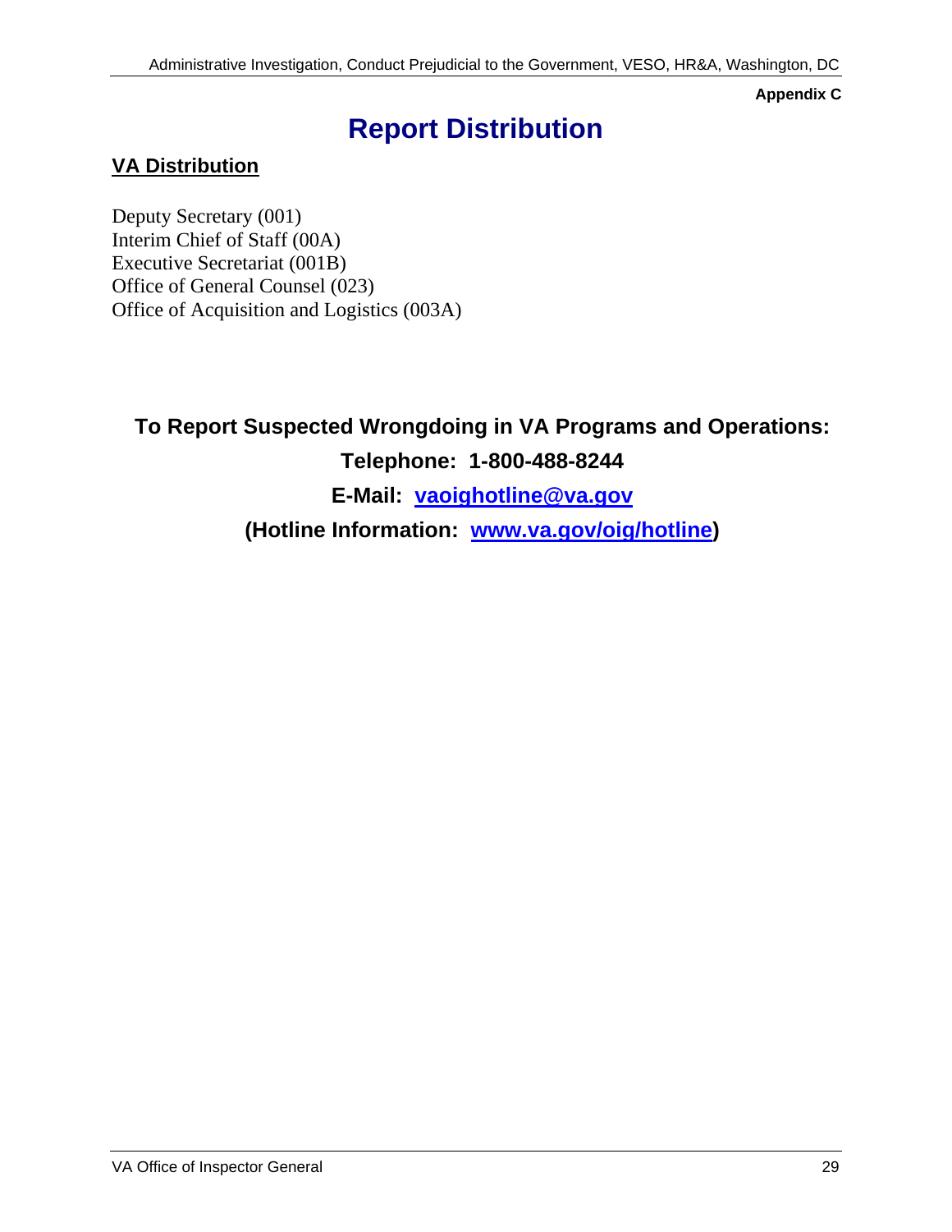Appendix C

# Report Distribution

## VA Distribution

Deputy Secretary (001)
Interim Chief of Staff (00A)
Executive Secretariat (001B)
Office of General Counsel (023)
Office of Acquisition and Logistics (003A)

**To Report Suspected Wrongdoing in VA Programs and Operations:**

**Telephone: 1-800-488-8244**

**E-Mail: vaoighotline@va.gov**

**(Hotline Information: www.va.gov/oig/hotline)**